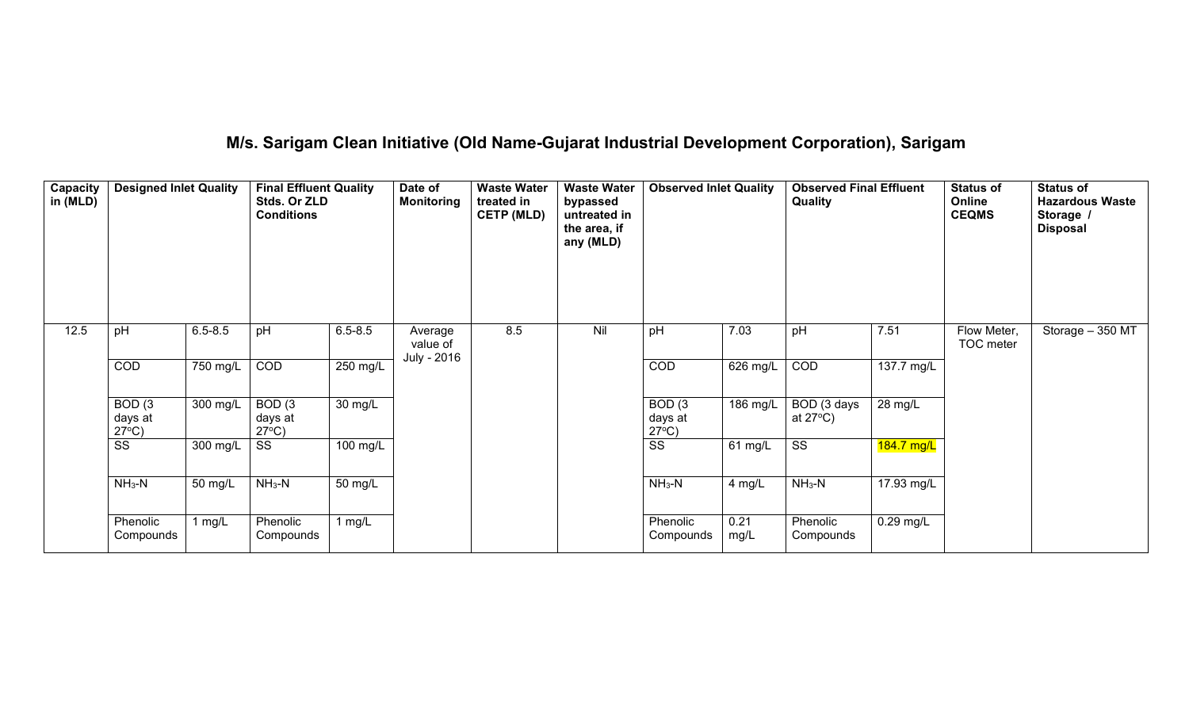# M/s. Sarigam Clean Initiative (Old Name-Gujarat Industrial Development Corporation), Sarigam

| Capacity in (MLD) | Designed Inlet Quality | | Final Effluent Quality Stds. Or ZLD Conditions | | Date of Monitoring | Waste Water treated in CETP (MLD) | Waste Water bypassed untreated in the area, if any (MLD) | Observed Inlet Quality | | Observed Final Effluent Quality | | Status of Online CEQMS | Status of Hazardous Waste Storage / Disposal |
|---|---|---|---|---|---|---|---|---|---|---|---|---|---|
| 12.5 | pH | 6.5-8.5 | pH | 6.5-8.5 | Average value of July - 2016 | 8.5 | Nil | pH | 7.03 | pH | 7.51 | Flow Meter, TOC meter | Storage – 350 MT |
| | COD | 750 mg/L | COD | 250 mg/L | | | | COD | 626 mg/L | COD | 137.7 mg/L | | |
| | BOD (3 days at 27°C) | 300 mg/L | BOD (3 days at 27°C) | 30 mg/L | | | | BOD (3 days at 27°C) | 186 mg/L | BOD (3 days at 27°C) | 28 mg/L | | |
| | SS | 300 mg/L | SS | 100 mg/L | | | | SS | 61 mg/L | SS | 184.7 mg/L | | |
| | $NH_3$-N | 50 mg/L | $NH_3$-N | 50 mg/L | | | | $NH_3$-N | 4 mg/L | $NH_3$-N | 17.93 mg/L | | |
| | Phenolic Compounds | 1 mg/L | Phenolic Compounds | 1 mg/L | | | | Phenolic Compounds | 0.21 mg/L | Phenolic Compounds | 0.29 mg/L | | |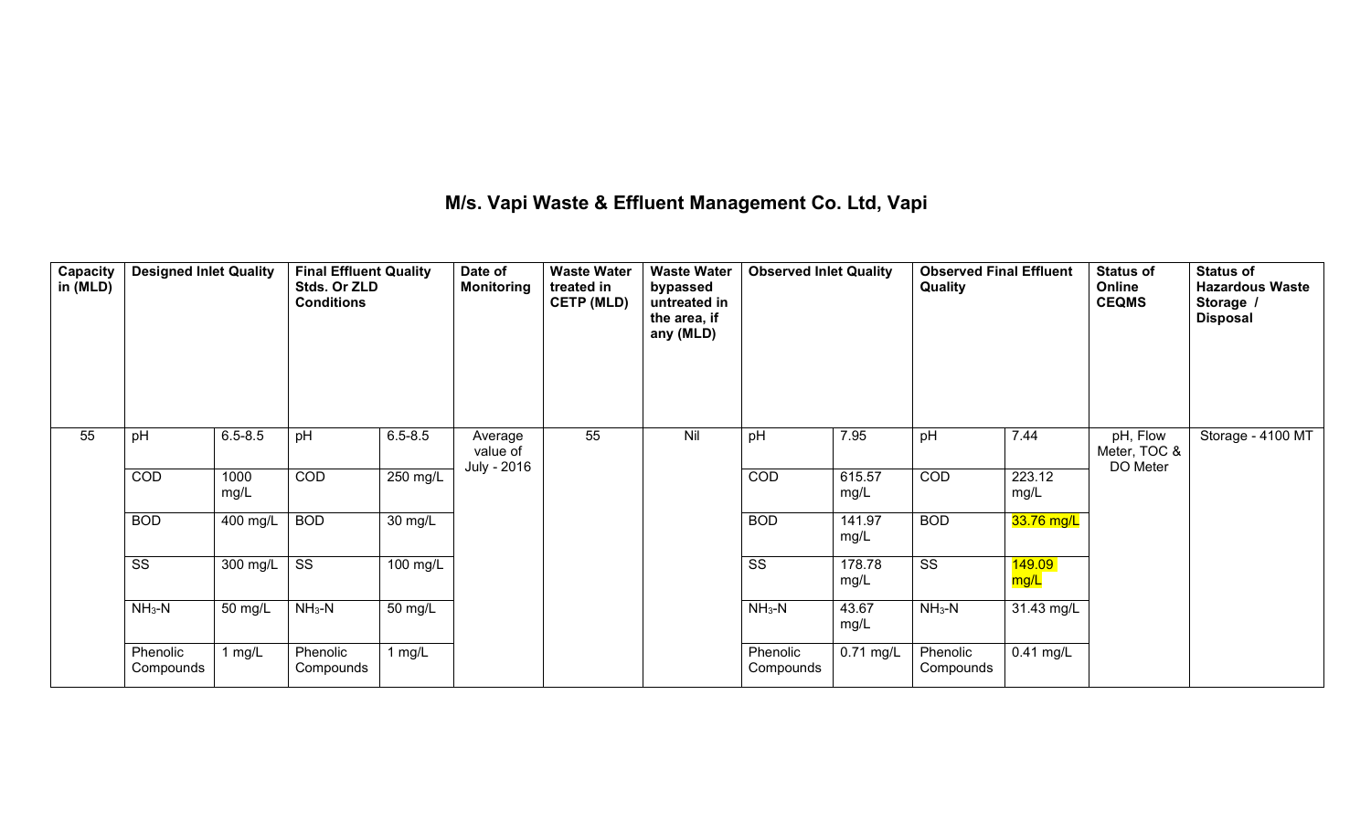# M/s. Vapi Waste & Effluent Management Co. Ltd, Vapi

| Capacity in (MLD) | Designed Inlet Quality | | Final Effluent Quality Stds. Or ZLD Conditions | | Date of Monitoring | Waste Water treated in CETP (MLD) | Waste Water bypassed untreated in the area, if any (MLD) | Observed Inlet Quality | | Observed Final Effluent Quality | | Status of Online CEQMS | Status of Hazardous Waste Storage / Disposal |
|---|---|---|---|---|---|---|---|---|---|---|---|---|---|
| 55 | pH | 6.5-8.5 | pH | 6.5-8.5 | Average value of July - 2016 | 55 | Nil | pH | 7.95 | pH | 7.44 | pH, Flow Meter, TOC & DO Meter | Storage - 4100 MT |
| | COD | 1000 mg/L | COD | 250 mg/L | | | | COD | 615.57 mg/L | COD | 223.12 mg/L | | |
| | BOD | 400 mg/L | BOD | 30 mg/L | | | | BOD | 141.97 mg/L | BOD | 33.76 mg/L | | |
| | SS | 300 mg/L | SS | 100 mg/L | | | | SS | 178.78 mg/L | SS | 149.09 mg/L | | |
| | $NH_3$-N | 50 mg/L | $NH_3$-N | 50 mg/L | | | | $NH_3$-N | 43.67 mg/L | $NH_3$-N | 31.43 mg/L | | |
| | Phenolic Compounds | 1 mg/L | Phenolic Compounds | 1 mg/L | | | | Phenolic Compounds | 0.71 mg/L | Phenolic Compounds | 0.41 mg/L | | |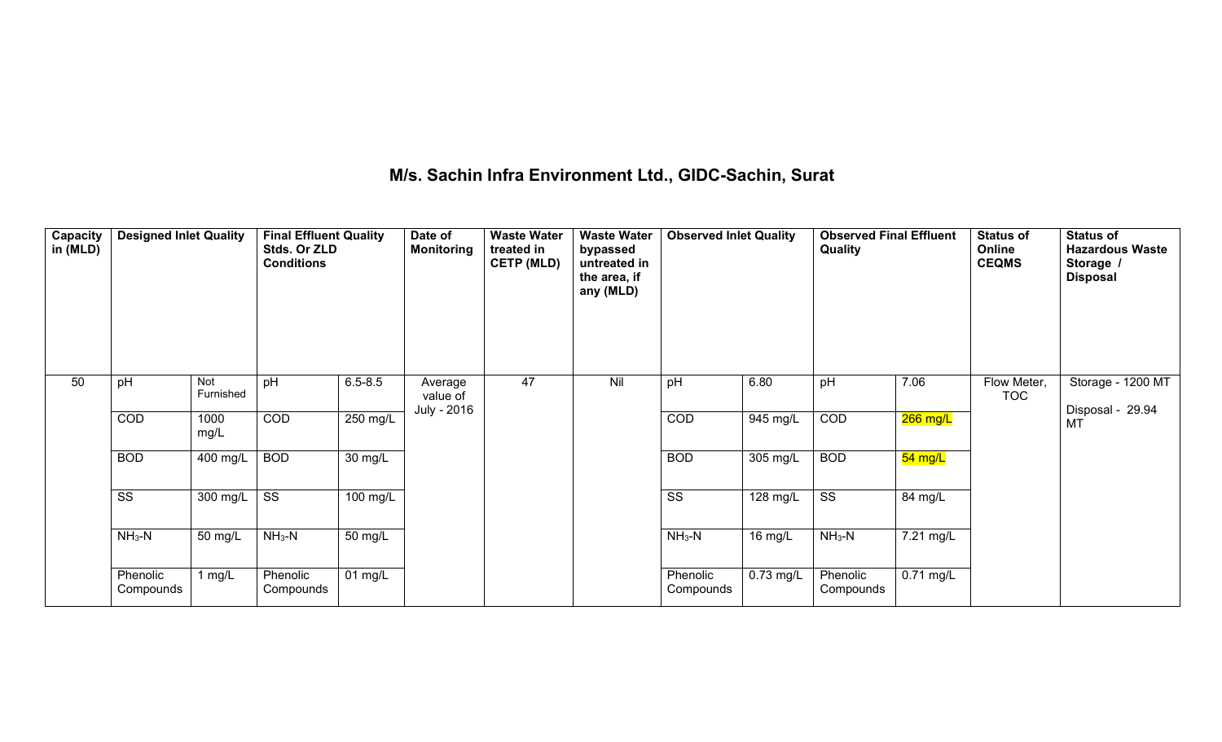# M/s. Sachin Infra Environment Ltd., GIDC-Sachin, Surat

| Capacity in (MLD) | Designed Inlet Quality | | Final Effluent Quality Stds. Or ZLD Conditions | | Date of Monitoring | Waste Water treated in CETP (MLD) | Waste Water bypassed untreated in the area, if any (MLD) | Observed Inlet Quality | | Observed Final Effluent Quality | | Status of Online CEQMS | Status of Hazardous Waste Storage / Disposal |
|---|---|---|---|---|---|---|---|---|---|---|---|---|---|
| 50 | pH | Not Furnished | pH | 6.5-8.5 | Average value of July - 2016 | 47 | Nil | pH | 6.80 | pH | 7.06 | Flow Meter, TOC | Storage - 1200 MT Disposal - 29.94 MT |
| | COD | 1000 mg/L | COD | 250 mg/L | | | | COD | 945 mg/L | COD | 266 mg/L | | |
| | BOD | 400 mg/L | BOD | 30 mg/L | | | | BOD | 305 mg/L | BOD | 54 mg/L | | |
| | SS | 300 mg/L | SS | 100 mg/L | | | | SS | 128 mg/L | SS | 84 mg/L | | |
| | $NH_3$-N | 50 mg/L | $NH_3$-N | 50 mg/L | | | | $NH_3$-N | 16 mg/L | $NH_3$-N | 7.21 mg/L | | |
| | Phenolic Compounds | 1 mg/L | Phenolic Compounds | 01 mg/L | | | | Phenolic Compounds | 0.73 mg/L | Phenolic Compounds | 0.71 mg/L | | |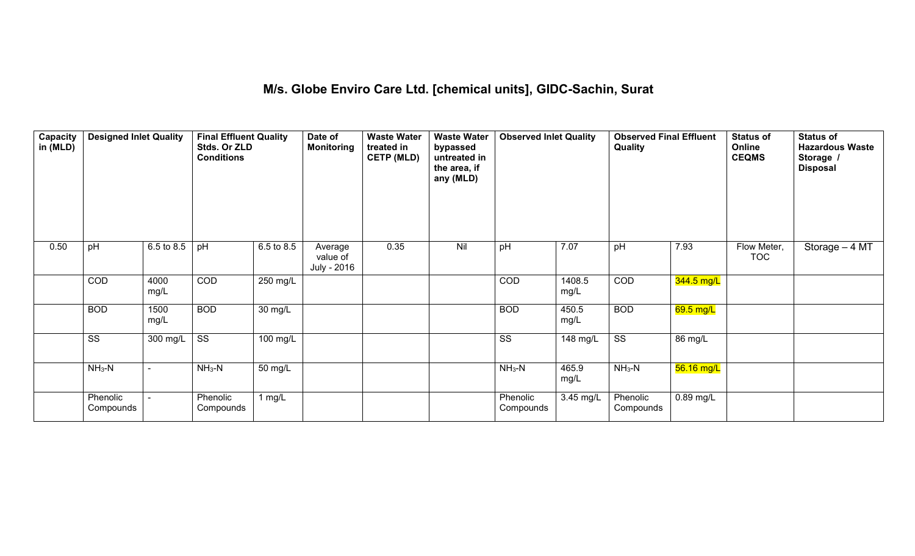## M/s. Globe Enviro Care Ltd. [chemical units], GIDC-Sachin, Surat

| Capacity in (MLD) | Designed Inlet Quality | | Final Effluent Quality Stds. Or ZLD Conditions | | Date of Monitoring | Waste Water treated in CETP (MLD) | Waste Water bypassed untreated in the area, if any (MLD) | Observed Inlet Quality | | Observed Final Effluent Quality | | Status of Online CEQMS | Status of Hazardous Waste Storage / Disposal |
|---|---|---|---|---|---|---|---|---|---|---|---|---|---|
| 0.50 | pH | 6.5 to 8.5 | pH | 6.5 to 8.5 | Average value of July - 2016 | 0.35 | Nil | pH | 7.07 | pH | 7.93 | Flow Meter, TOC | Storage – 4 MT |
| | COD | 4000 mg/L | COD | 250 mg/L | | | | COD | 1408.5 mg/L | COD | 344.5 mg/L | | |
| | BOD | 1500 mg/L | BOD | 30 mg/L | | | | BOD | 450.5 mg/L | BOD | 69.5 mg/L | | |
| | SS | 300 mg/L | SS | 100 mg/L | | | | SS | 148 mg/L | SS | 86 mg/L | | |
| | $NH_3$-N | - | $NH_3$-N | 50 mg/L | | | | $NH_3$-N | 465.9 mg/L | $NH_3$-N | 56.16 mg/L | | |
| | Phenolic Compounds | - | Phenolic Compounds | 1 mg/L | | | | Phenolic Compounds | 3.45 mg/L | Phenolic Compounds | 0.89 mg/L | | |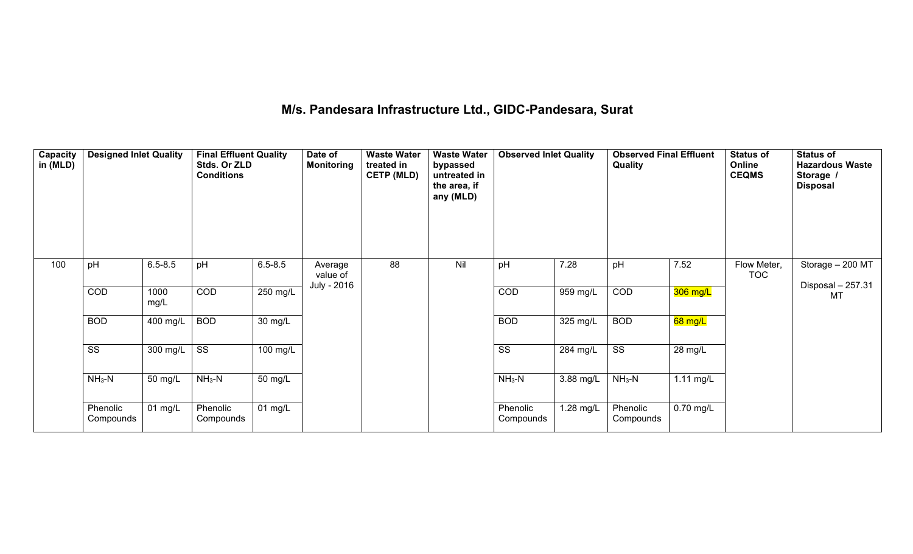# M/s. Pandesara Infrastructure Ltd., GIDC-Pandesara, Surat

| Capacity in (MLD) | Designed Inlet Quality | | Final Effluent Quality Stds. Or ZLD Conditions | | Date of Monitoring | Waste Water treated in CETP (MLD) | Waste Water bypassed untreated in the area, if any (MLD) | Observed Inlet Quality | | Observed Final Effluent Quality | | Status of Online CEQMS | Status of Hazardous Waste Storage / Disposal |
|---|---|---|---|---|---|---|---|---|---|---|---|---|---|
| 100 | pH | 6.5-8.5 | pH | 6.5-8.5 | Average value of July - 2016 | 88 | Nil | pH | 7.28 | pH | 7.52 | Flow Meter, TOC | Storage – 200 MT<br>Disposal – 257.31 MT |
| | COD | 1000 mg/L | COD | 250 mg/L | | | | COD | 959 mg/L | COD | 306 mg/L | | |
| | BOD | 400 mg/L | BOD | 30 mg/L | | | | BOD | 325 mg/L | BOD | 68 mg/L | | |
| | SS | 300 mg/L | SS | 100 mg/L | | | | SS | 284 mg/L | SS | 28 mg/L | | |
| | $NH_3$-N | 50 mg/L | $NH_3$-N | 50 mg/L | | | | $NH_3$-N | 3.88 mg/L | $NH_3$-N | 1.11 mg/L | | |
| | Phenolic Compounds | 01 mg/L | Phenolic Compounds | 01 mg/L | | | | Phenolic Compounds | 1.28 mg/L | Phenolic Compounds | 0.70 mg/L | | |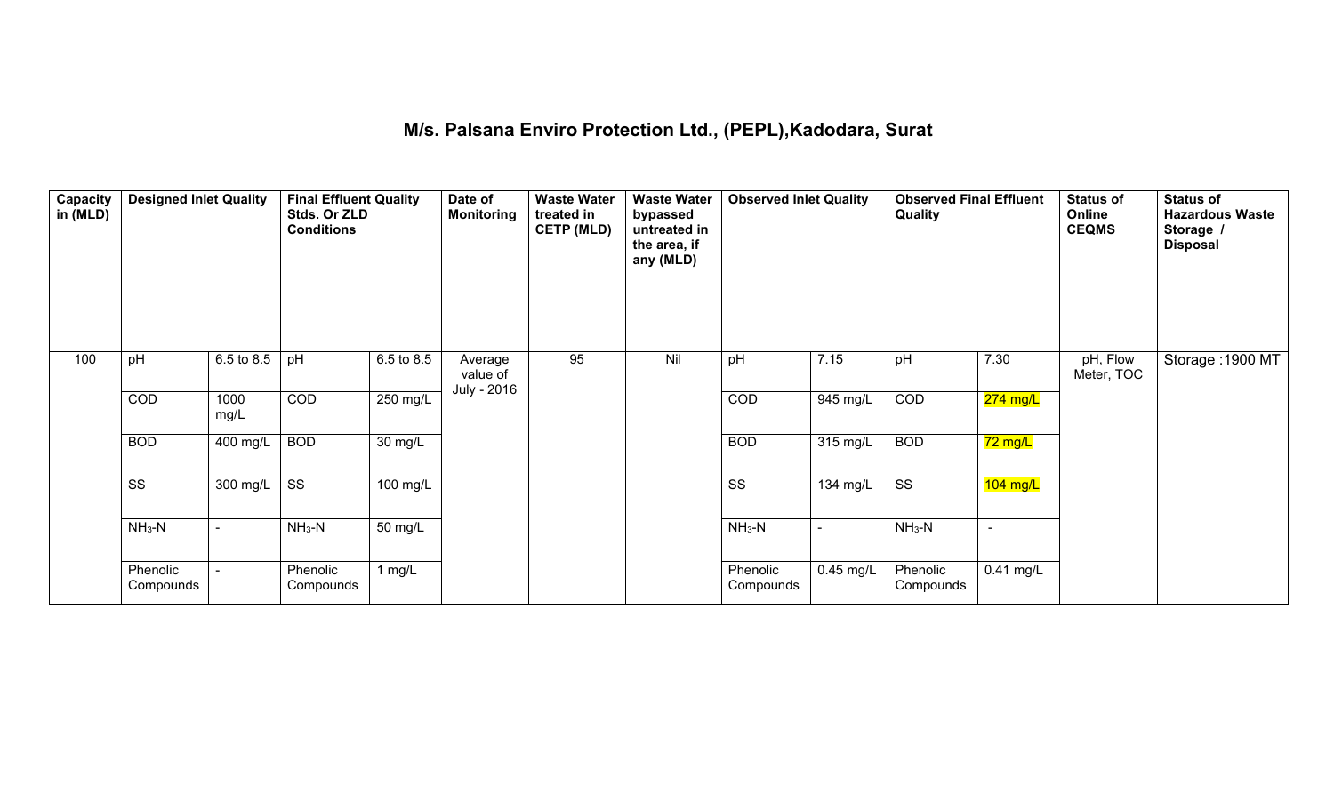# M/s. Palsana Enviro Protection Ltd., (PEPL),Kadodara, Surat

| Capacity in (MLD) | Designed Inlet Quality | | Final Effluent Quality Stds. Or ZLD Conditions | | Date of Monitoring | Waste Water treated in CETP (MLD) | Waste Water bypassed untreated in the area, if any (MLD) | Observed Inlet Quality | | Observed Final Effluent Quality | | Status of Online CEQMS | Status of Hazardous Waste Storage / Disposal |
|---|---|---|---|---|---|---|---|---|---|---|---|---|---|
| 100 | pH | 6.5 to 8.5 | pH | 6.5 to 8.5 | Average value of July - 2016 | 95 | Nil | pH | 7.15 | pH | 7.30 | pH, Flow Meter, TOC | Storage :1900 MT |
| | COD | 1000 mg/L | COD | 250 mg/L | | | | COD | 945 mg/L | COD | 274 mg/L | | |
| | BOD | 400 mg/L | BOD | 30 mg/L | | | | BOD | 315 mg/L | BOD | 72 mg/L | | |
| | SS | 300 mg/L | SS | 100 mg/L | | | | SS | 134 mg/L | SS | 104 mg/L | | |
| | $NH_3$-N | - | $NH_3$-N | 50 mg/L | | | | $NH_3$-N | - | $NH_3$-N | - | | |
| | Phenolic Compounds | - | Phenolic Compounds | 1 mg/L | | | | Phenolic Compounds | 0.45 mg/L | Phenolic Compounds | 0.41 mg/L | | |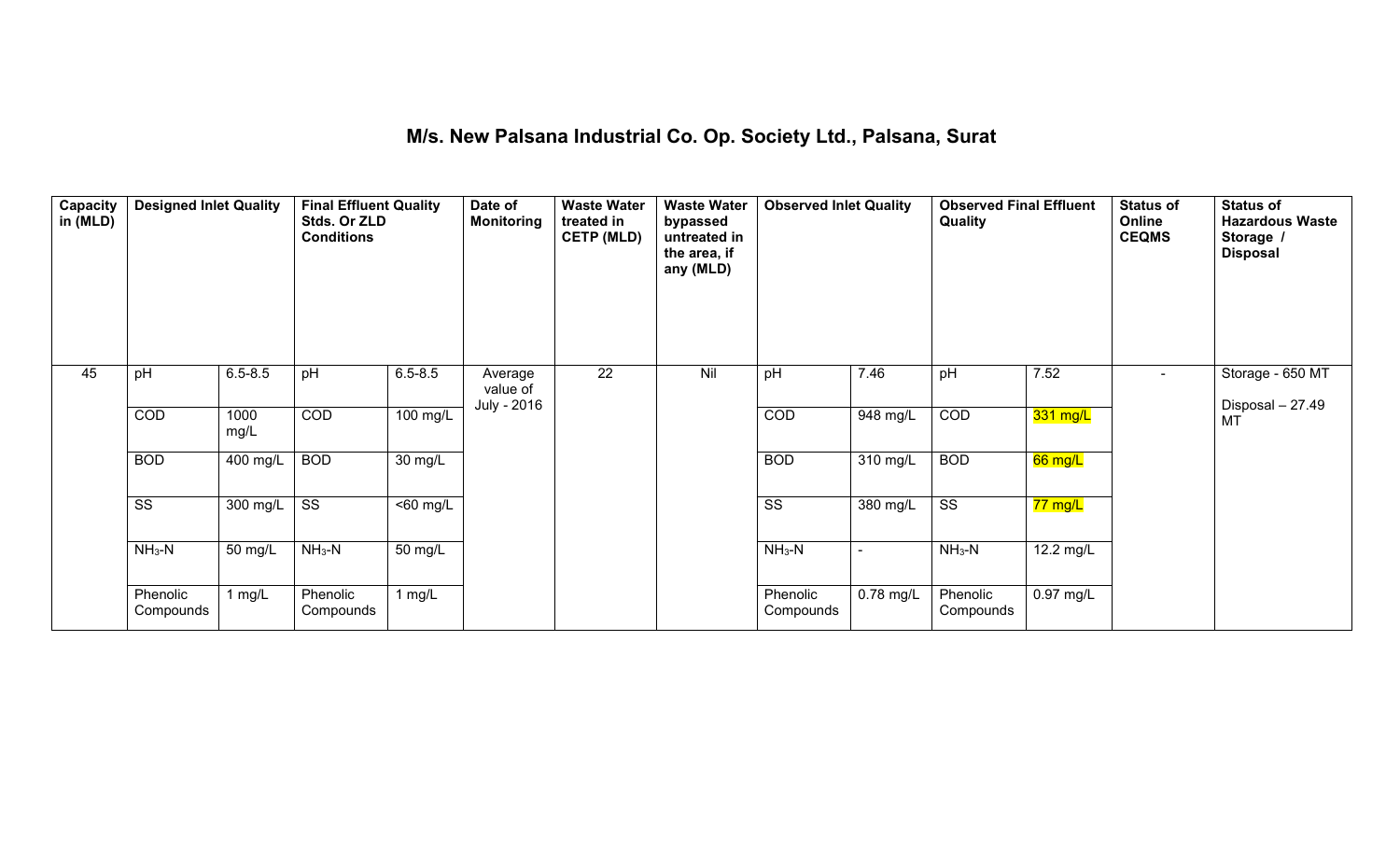# M/s. New Palsana Industrial Co. Op. Society Ltd., Palsana, Surat

| Capacity in (MLD) | Designed Inlet Quality | | Final Effluent Quality Stds. Or ZLD Conditions | | Date of Monitoring | Waste Water treated in CETP (MLD) | Waste Water bypassed untreated in the area, if any (MLD) | Observed Inlet Quality | | Observed Final Effluent Quality | | Status of Online CEQMS | Status of Hazardous Waste Storage / Disposal |
|---|---|---|---|---|---|---|---|---|---|---|---|---|---|
| 45 | pH | 6.5-8.5 | pH | 6.5-8.5 | Average value of July - 2016 | 22 | Nil | pH | 7.46 | pH | 7.52 | - | Storage - 650 MT Disposal – 27.49 MT |
| | COD | 1000 mg/L | COD | 100 mg/L | | | | COD | 948 mg/L | COD | 331 mg/L | | |
| | BOD | 400 mg/L | BOD | 30 mg/L | | | | BOD | 310 mg/L | BOD | 66 mg/L | | |
| | SS | 300 mg/L | SS | <60 mg/L | | | | SS | 380 mg/L | SS | 77 mg/L | | |
| | $NH_3$-N | 50 mg/L | $NH_3$-N | 50 mg/L | | | | $NH_3$-N | - | $NH_3$-N | 12.2 mg/L | | |
| | Phenolic Compounds | 1 mg/L | Phenolic Compounds | 1 mg/L | | | | Phenolic Compounds | 0.78 mg/L | Phenolic Compounds | 0.97 mg/L | | |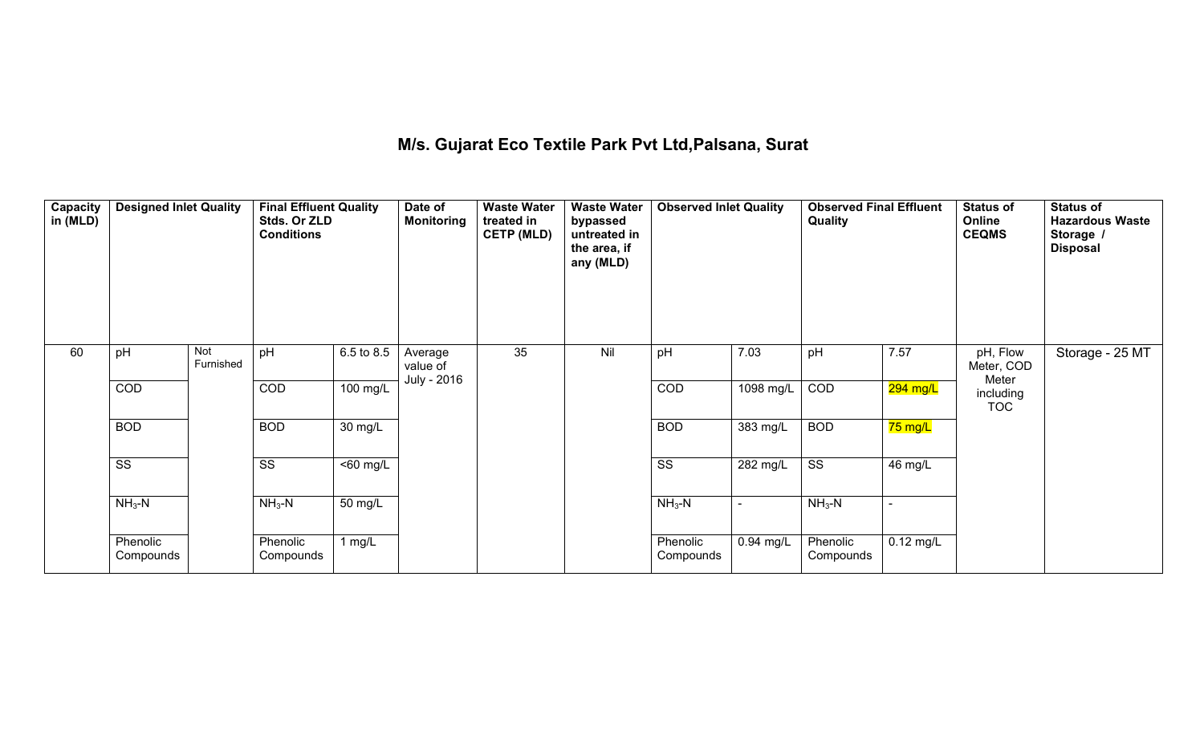# M/s. Gujarat Eco Textile Park Pvt Ltd,Palsana, Surat

| Capacity in (MLD) | Designed Inlet Quality | | Final Effluent Quality Stds. Or ZLD Conditions | | Date of Monitoring | Waste Water treated in CETP (MLD) | Waste Water bypassed untreated in the area, if any (MLD) | Observed Inlet Quality | | Observed Final Effluent Quality | | Status of Online CEQMS | Status of Hazardous Waste Storage / Disposal |
|---|---|---|---|---|---|---|---|---|---|---|---|---|---|
| 60 | pH | Not Furnished | pH | 6.5 to 8.5 | Average value of July - 2016 | 35 | Nil | pH | 7.03 | pH | 7.57 | pH, Flow Meter, COD Meter including TOC | Storage - 25 MT |
| | COD | | COD | 100 mg/L | | | | COD | 1098 mg/L | COD | 294 mg/L | | |
| | BOD | | BOD | 30 mg/L | | | | BOD | 383 mg/L | BOD | 75 mg/L | | |
| | SS | | SS | <60 mg/L | | | | SS | 282 mg/L | SS | 46 mg/L | | |
| | $NH_3$-N | | $NH_3$-N | 50 mg/L | | | | $NH_3$-N | - | $NH_3$-N | - | | |
| | Phenolic Compounds | | Phenolic Compounds | 1 mg/L | | | | Phenolic Compounds | 0.94 mg/L | Phenolic Compounds | 0.12 mg/L | | |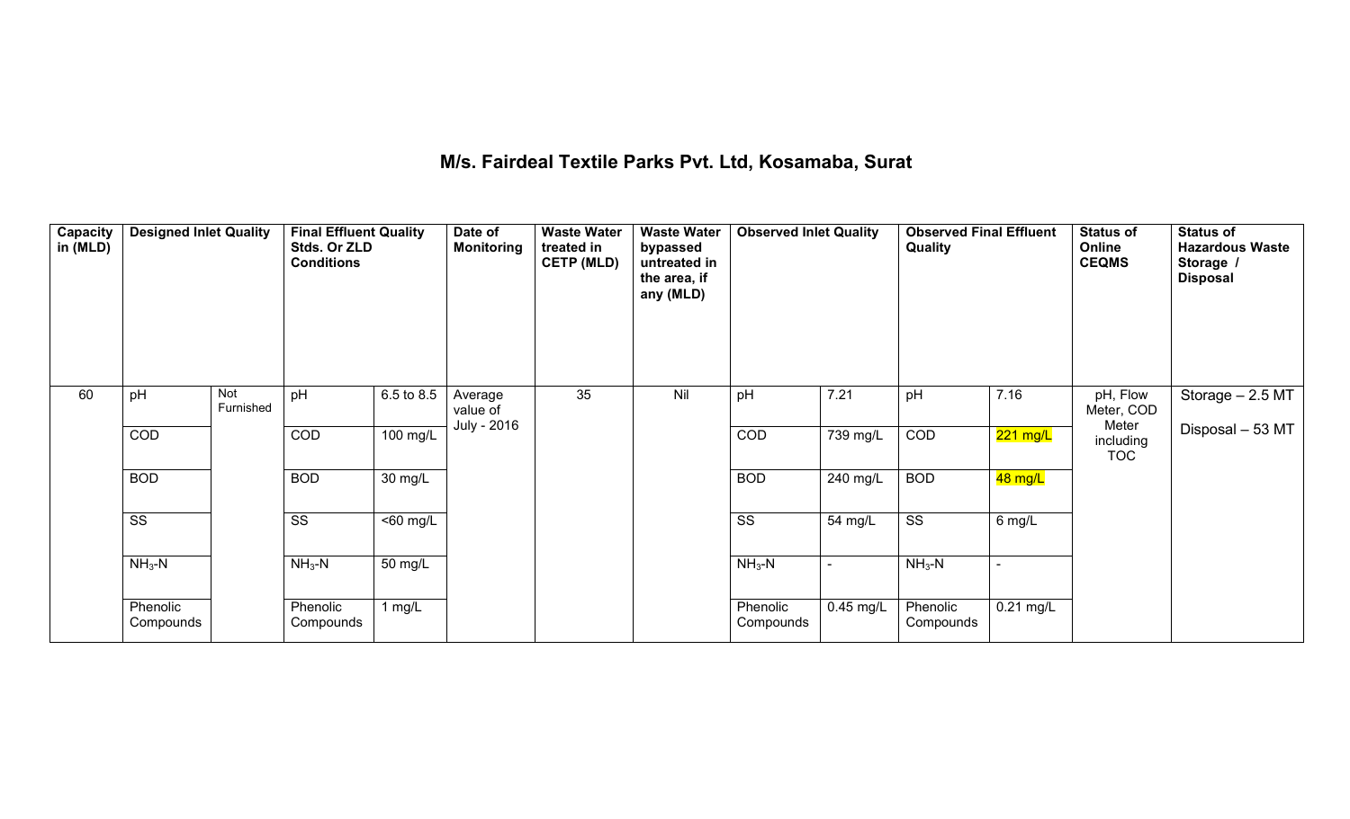## M/s. Fairdeal Textile Parks Pvt. Ltd, Kosamaba, Surat

| Capacity in (MLD) | Designed Inlet Quality | | Final Effluent Quality Stds. Or ZLD Conditions | | Date of Monitoring | Waste Water treated in CETP (MLD) | Waste Water bypassed untreated in the area, if any (MLD) | Observed Inlet Quality | | Observed Final Effluent Quality | | Status of Online CEQMS | Status of Hazardous Waste Storage / Disposal |
|---|---|---|---|---|---|---|---|---|---|---|---|---|---|
| 60 | pH | Not Furnished | pH | 6.5 to 8.5 | Average value of July - 2016 | 35 | Nil | pH | 7.21 | pH | 7.16 | pH, Flow Meter, COD Meter including TOC | Storage – 2.5 MT<br>Disposal – 53 MT |
| | COD | | COD | 100 mg/L | | | | COD | 739 mg/L | COD | 221 mg/L | | |
| | BOD | | BOD | 30 mg/L | | | | BOD | 240 mg/L | BOD | 48 mg/L | | |
| | SS | | SS | <60 mg/L | | | | SS | 54 mg/L | SS | 6 mg/L | | |
| | $NH_3$-N | | $NH_3$-N | 50 mg/L | | | | $NH_3$-N | - | $NH_3$-N | - | | |
| | Phenolic Compounds | | Phenolic Compounds | 1 mg/L | | | | Phenolic Compounds | 0.45 mg/L | Phenolic Compounds | 0.21 mg/L | | |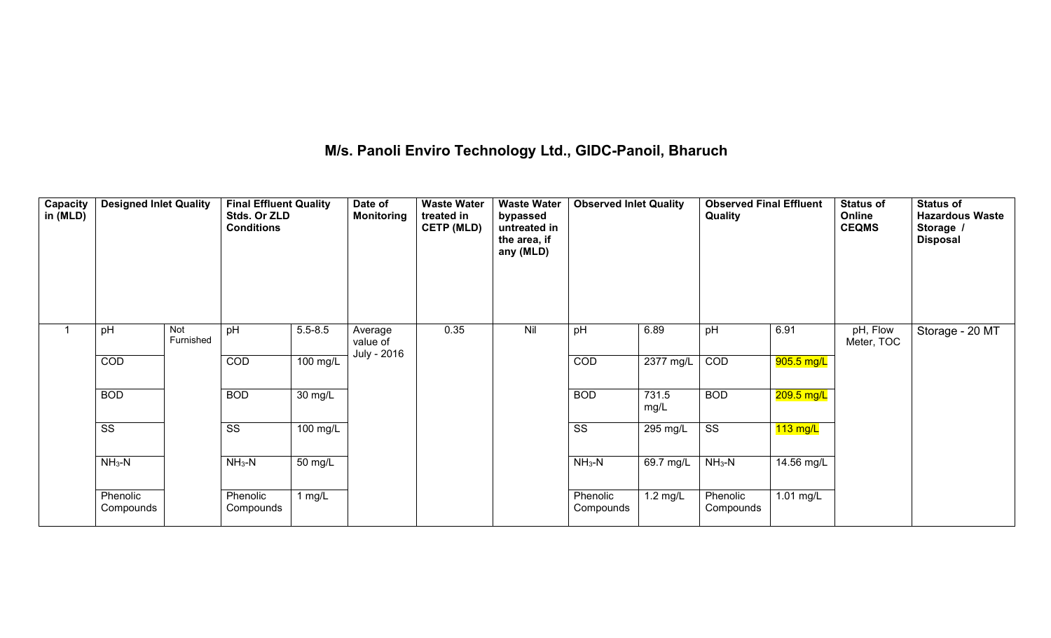# M/s. Panoli Enviro Technology Ltd., GIDC-Panoil, Bharuch

| Capacity in (MLD) | Designed Inlet Quality | | Final Effluent Quality Stds. Or ZLD Conditions | | Date of Monitoring | Waste Water treated in CETP (MLD) | Waste Water bypassed untreated in the area, if any (MLD) | Observed Inlet Quality | | Observed Final Effluent Quality | | Status of Online CEQMS | Status of Hazardous Waste Storage / Disposal |
|---|---|---|---|---|---|---|---|---|---|---|---|---|---|
| 1 | pH | Not Furnished | pH | 5.5-8.5 | Average value of July - 2016 | 0.35 | Nil | pH | 6.89 | pH | 6.91 | pH, Flow Meter, TOC | Storage - 20 MT |
| | COD | | COD | 100 mg/L | | | | COD | 2377 mg/L | COD | 905.5 mg/L | | |
| | BOD | | BOD | 30 mg/L | | | | BOD | 731.5 mg/L | BOD | 209.5 mg/L | | |
| | SS | | SS | 100 mg/L | | | | SS | 295 mg/L | SS | 113 mg/L | | |
| | $NH_3$-N | | $NH_3$-N | 50 mg/L | | | | $NH_3$-N | 69.7 mg/L | $NH_3$-N | 14.56 mg/L | | |
| | Phenolic Compounds | | Phenolic Compounds | 1 mg/L | | | | Phenolic Compounds | 1.2 mg/L | Phenolic Compounds | 1.01 mg/L | | |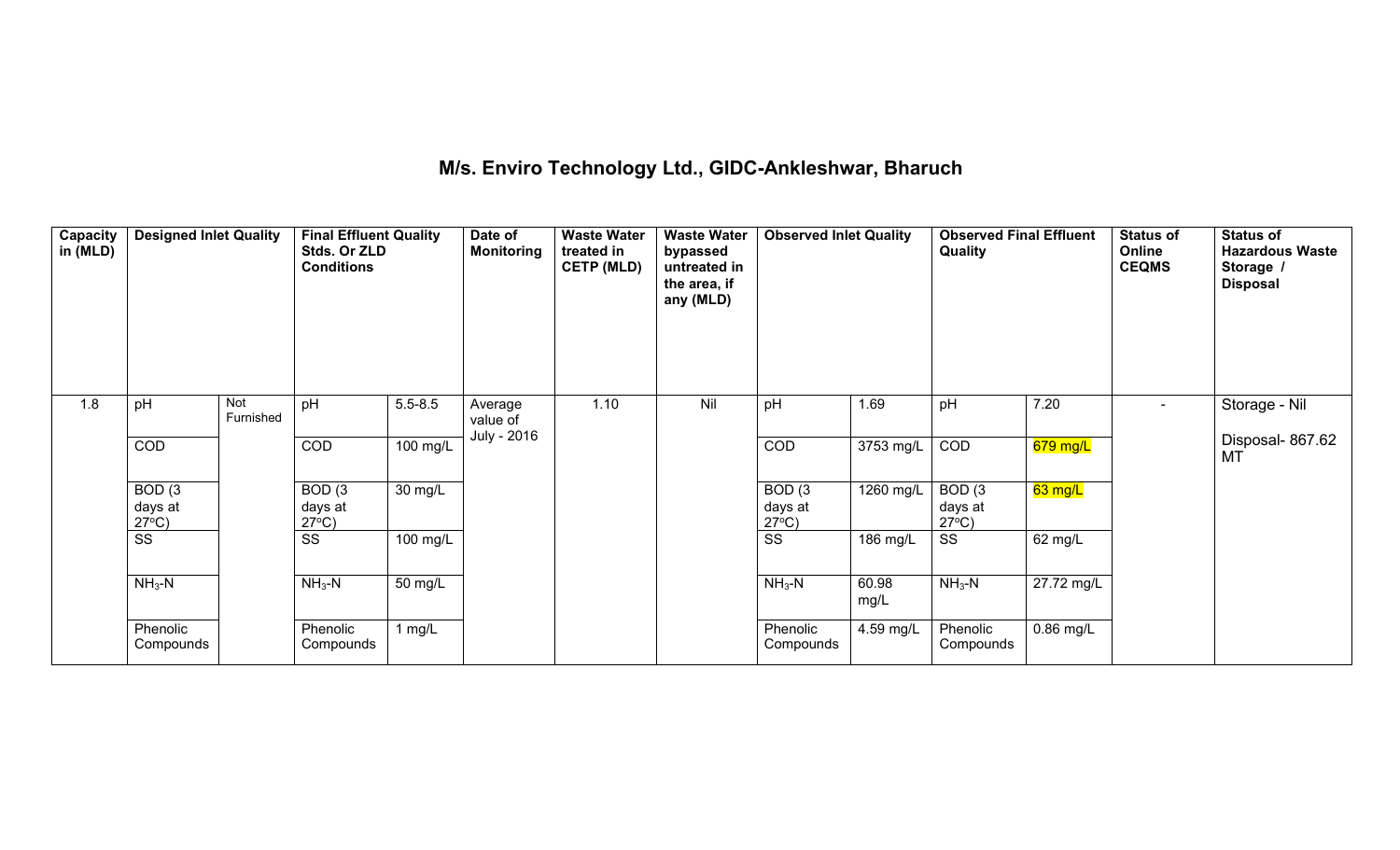# M/s. Enviro Technology Ltd., GIDC-Ankleshwar, Bharuch

| Capacity in (MLD) | Designed Inlet Quality | | Final Effluent Quality Stds. Or ZLD Conditions | | Date of Monitoring | Waste Water treated in CETP (MLD) | Waste Water bypassed untreated in the area, if any (MLD) | Observed Inlet Quality | | Observed Final Effluent Quality | | Status of Online CEQMS | Status of Hazardous Waste Storage / Disposal |
|---|---|---|---|---|---|---|---|---|---|---|---|---|---|
| 1.8 | pH | Not Furnished | pH | 5.5-8.5 | Average value of July - 2016 | 1.10 | Nil | pH | 1.69 | pH | 7.20 | - | Storage - Nil<br>Disposal- 867.62 MT |
| | COD | | COD | 100 mg/L | | | | COD | 3753 mg/L | COD | 679 mg/L | | |
| | BOD (3 days at 27°C) | | BOD (3 days at 27°C) | 30 mg/L | | | | BOD (3 days at 27°C) | 1260 mg/L | BOD (3 days at 27°C) | 63 mg/L | | |
| | SS | | SS | 100 mg/L | | | | SS | 186 mg/L | SS | 62 mg/L | | |
| | $NH_3$-N | | $NH_3$-N | 50 mg/L | | | | $NH_3$-N | 60.98 mg/L | $NH_3$-N | 27.72 mg/L | | |
| | Phenolic Compounds | | Phenolic Compounds | 1 mg/L | | | | Phenolic Compounds | 4.59 mg/L | Phenolic Compounds | 0.86 mg/L | | |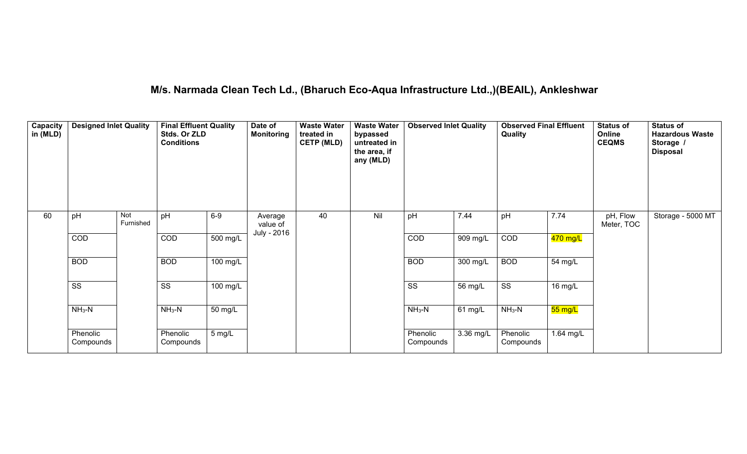# M/s. Narmada Clean Tech Ld., (Bharuch Eco-Aqua Infrastructure Ltd.,)(BEAIL), Ankleshwar

| Capacity in (MLD) | Designed Inlet Quality | | Final Effluent Quality Stds. Or ZLD Conditions | | Date of Monitoring | Waste Water treated in CETP (MLD) | Waste Water bypassed untreated in the area, if any (MLD) | Observed Inlet Quality | | Observed Final Effluent Quality | | Status of Online CEQMS | Status of Hazardous Waste Storage / Disposal |
|---|---|---|---|---|---|---|---|---|---|---|---|---|---|
| 60 | pH | Not Furnished | pH | 6-9 | Average value of July - 2016 | 40 | Nil | pH | 7.44 | pH | 7.74 | pH, Flow Meter, TOC | Storage - 5000 MT |
| | COD | | COD | 500 mg/L | | | | COD | 909 mg/L | COD | 470 mg/L | | |
| | BOD | | BOD | 100 mg/L | | | | BOD | 300 mg/L | BOD | 54 mg/L | | |
| | SS | | SS | 100 mg/L | | | | SS | 56 mg/L | SS | 16 mg/L | | |
| | $NH_3$-N | | $NH_3$-N | 50 mg/L | | | | $NH_3$-N | 61 mg/L | $NH_3$-N | 55 mg/L | | |
| | Phenolic Compounds | | Phenolic Compounds | 5 mg/L | | | | Phenolic Compounds | 3.36 mg/L | Phenolic Compounds | 1.64 mg/L | | |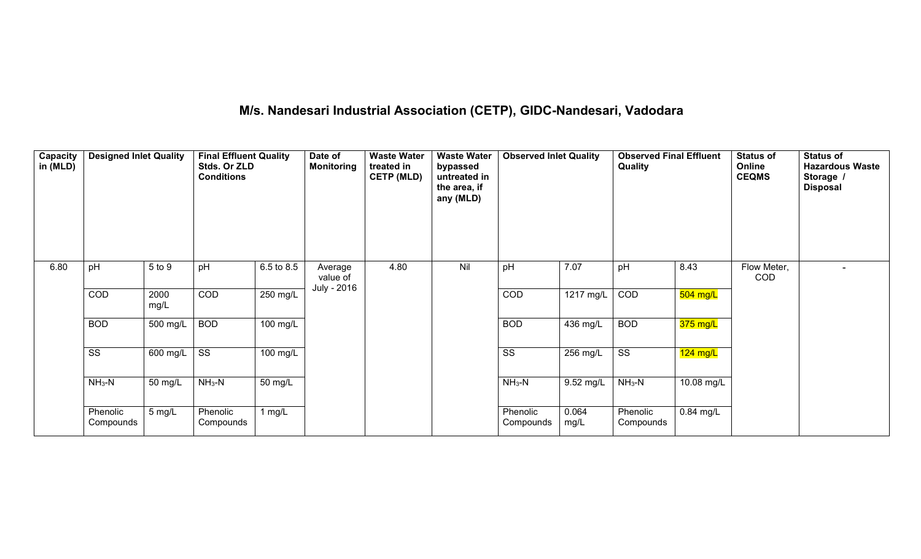## M/s. Nandesari Industrial Association (CETP), GIDC-Nandesari, Vadodara

| Capacity in (MLD) | Designed Inlet Quality | | Final Effluent Quality Stds. Or ZLD Conditions | | Date of Monitoring | Waste Water treated in CETP (MLD) | Waste Water bypassed untreated in the area, if any (MLD) | Observed Inlet Quality | | Observed Final Effluent Quality | | Status of Online CEQMS | Status of Hazardous Waste Storage / Disposal |
|---|---|---|---|---|---|---|---|---|---|---|---|---|---|
| 6.80 | pH | 5 to 9 | pH | 6.5 to 8.5 | Average value of July - 2016 | 4.80 | Nil | pH | 7.07 | pH | 8.43 | Flow Meter, COD | - |
| | COD | 2000 mg/L | COD | 250 mg/L | | | | COD | 1217 mg/L | COD | 504 mg/L | | |
| | BOD | 500 mg/L | BOD | 100 mg/L | | | | BOD | 436 mg/L | BOD | 375 mg/L | | |
| | SS | 600 mg/L | SS | 100 mg/L | | | | SS | 256 mg/L | SS | 124 mg/L | | |
| | $NH_3$-N | 50 mg/L | $NH_3$-N | 50 mg/L | | | | $NH_3$-N | 9.52 mg/L | $NH_3$-N | 10.08 mg/L | | |
| | Phenolic Compounds | 5 mg/L | Phenolic Compounds | 1 mg/L | | | | Phenolic Compounds | 0.064 mg/L | Phenolic Compounds | 0.84 mg/L | | |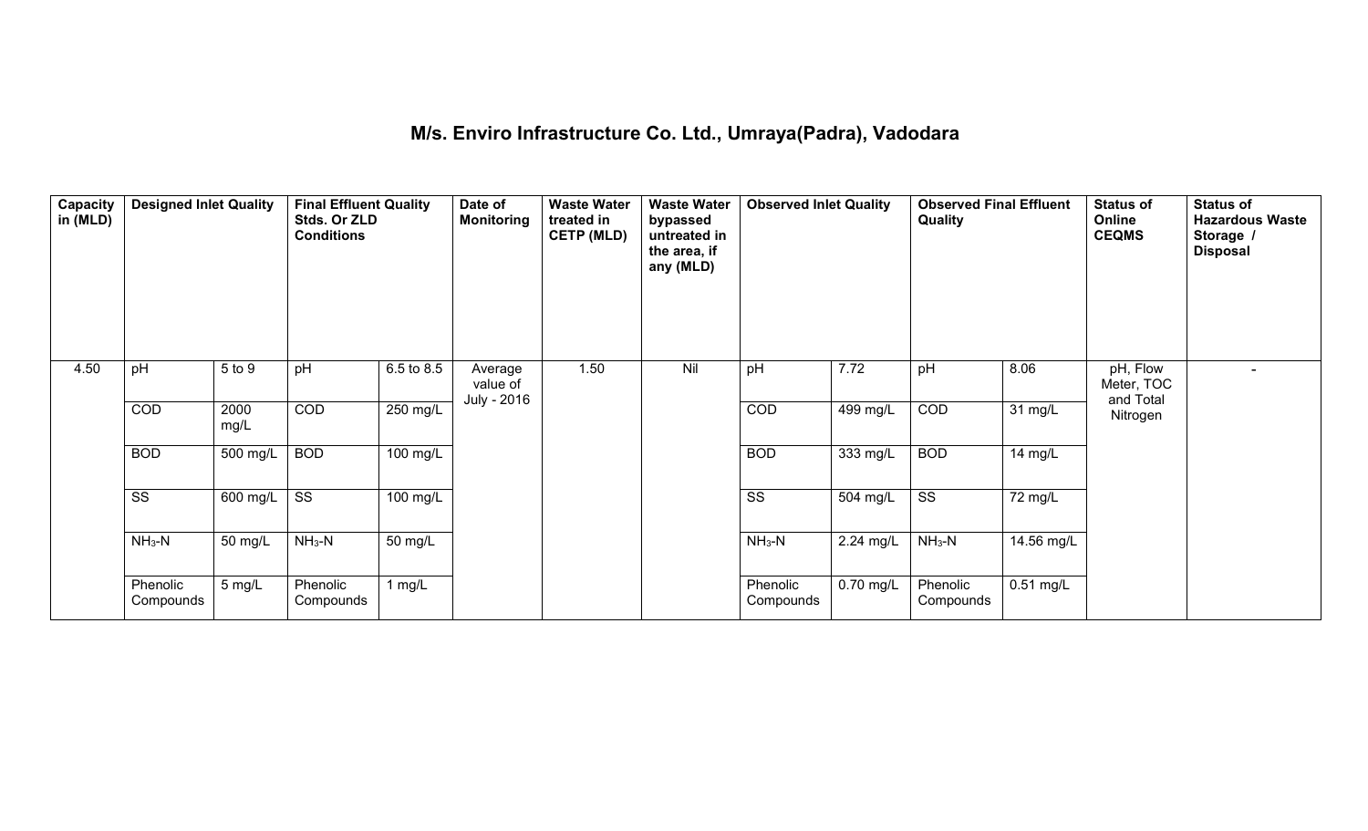# M/s. Enviro Infrastructure Co. Ltd., Umraya(Padra), Vadodara

| Capacity in (MLD) | Designed Inlet Quality | | Final Effluent Quality Stds. Or ZLD Conditions | | Date of Monitoring | Waste Water treated in CETP (MLD) | Waste Water bypassed untreated in the area, if any (MLD) | Observed Inlet Quality | | Observed Final Effluent Quality | | Status of Online CEQMS | Status of Hazardous Waste Storage / Disposal |
|---|---|---|---|---|---|---|---|---|---|---|---|---|---|
| 4.50 | pH | 5 to 9 | pH | 6.5 to 8.5 | Average value of July - 2016 | 1.50 | Nil | pH | 7.72 | pH | 8.06 | pH, Flow Meter, TOC and Total Nitrogen | - |
| | COD | 2000 mg/L | COD | 250 mg/L | | | | COD | 499 mg/L | COD | 31 mg/L | | |
| | BOD | 500 mg/L | BOD | 100 mg/L | | | | BOD | 333 mg/L | BOD | 14 mg/L | | |
| | SS | 600 mg/L | SS | 100 mg/L | | | | SS | 504 mg/L | SS | 72 mg/L | | |
| | $NH_3$-N | 50 mg/L | $NH_3$-N | 50 mg/L | | | | $NH_3$-N | 2.24 mg/L | $NH_3$-N | 14.56 mg/L | | |
| | Phenolic Compounds | 5 mg/L | Phenolic Compounds | 1 mg/L | | | | Phenolic Compounds | 0.70 mg/L | Phenolic Compounds | 0.51 mg/L | | |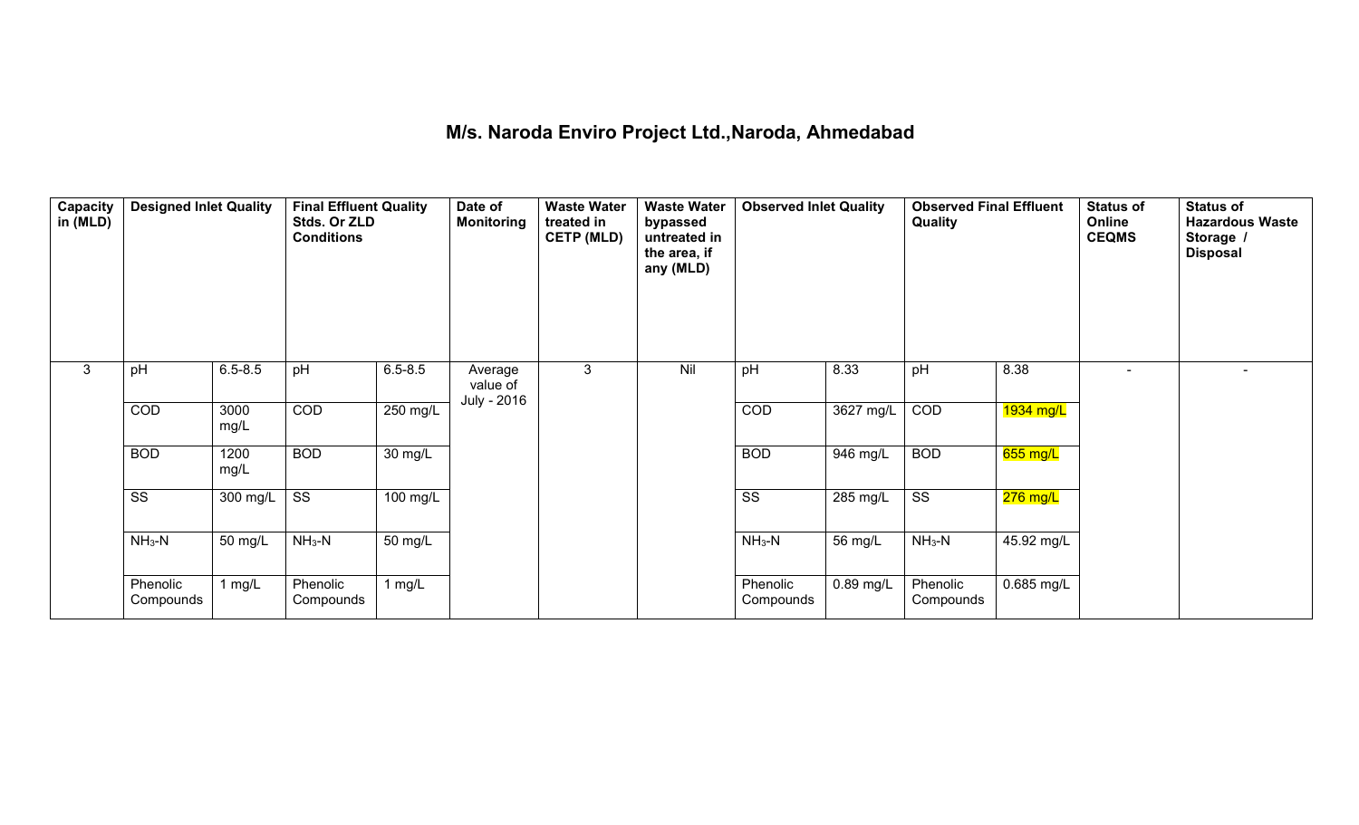# M/s. Naroda Enviro Project Ltd.,Naroda, Ahmedabad

| Capacity in (MLD) | Designed Inlet Quality | | Final Effluent Quality Stds. Or ZLD Conditions | | Date of Monitoring | Waste Water treated in CETP (MLD) | Waste Water bypassed untreated in the area, if any (MLD) | Observed Inlet Quality | | Observed Final Effluent Quality | | Status of Online CEQMS | Status of Hazardous Waste Storage / Disposal |
|---|---|---|---|---|---|---|---|---|---|---|---|---|---|
| 3 | pH | 6.5-8.5 | pH | 6.5-8.5 | Average value of July - 2016 | 3 | Nil | pH | 8.33 | pH | 8.38 | - | - |
| | COD | 3000 mg/L | COD | 250 mg/L | | | | COD | 3627 mg/L | COD | 1934 mg/L | | |
| | BOD | 1200 mg/L | BOD | 30 mg/L | | | | BOD | 946 mg/L | BOD | 655 mg/L | | |
| | SS | 300 mg/L | SS | 100 mg/L | | | | SS | 285 mg/L | SS | 276 mg/L | | |
| | $NH_3$-N | 50 mg/L | $NH_3$-N | 50 mg/L | | | | $NH_3$-N | 56 mg/L | $NH_3$-N | 45.92 mg/L | | |
| | Phenolic Compounds | 1 mg/L | Phenolic Compounds | 1 mg/L | | | | Phenolic Compounds | 0.89 mg/L | Phenolic Compounds | 0.685 mg/L | | |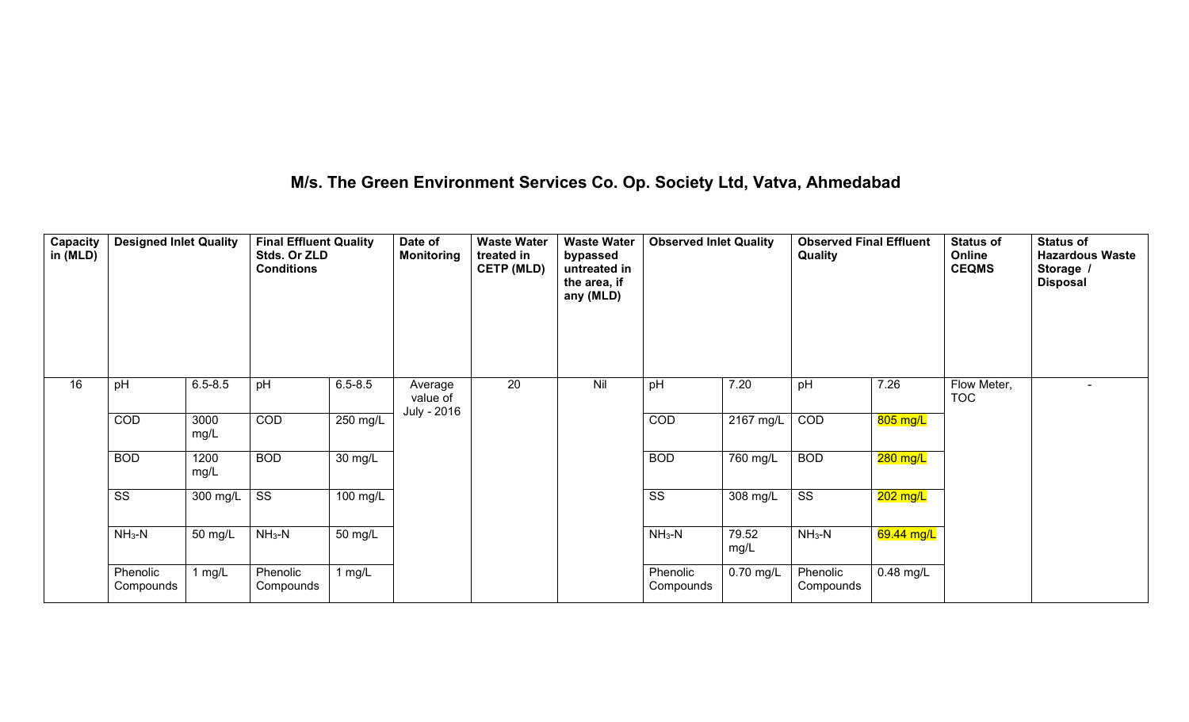# M/s. The Green Environment Services Co. Op. Society Ltd, Vatva, Ahmedabad

| Capacity in (MLD) | Designed Inlet Quality | | Final Effluent Quality Stds. Or ZLD Conditions | | Date of Monitoring | Waste Water treated in CETP (MLD) | Waste Water bypassed untreated in the area, if any (MLD) | Observed Inlet Quality | | Observed Final Effluent Quality | | Status of Online CEQMS | Status of Hazardous Waste Storage / Disposal |
|---|---|---|---|---|---|---|---|---|---|---|---|---|---|
| 16 | pH | 6.5-8.5 | pH | 6.5-8.5 | Average value of July - 2016 | 20 | Nil | pH | 7.20 | pH | 7.26 | Flow Meter, TOC | - |
| | COD | 3000 mg/L | COD | 250 mg/L | | | | COD | 2167 mg/L | COD | 805 mg/L | | |
| | BOD | 1200 mg/L | BOD | 30 mg/L | | | | BOD | 760 mg/L | BOD | 280 mg/L | | |
| | SS | 300 mg/L | SS | 100 mg/L | | | | SS | 308 mg/L | SS | 202 mg/L | | |
| | $NH_3$-N | 50 mg/L | $NH_3$-N | 50 mg/L | | | | $NH_3$-N | 79.52 mg/L | $NH_3$-N | 69.44 mg/L | | |
| | Phenolic Compounds | 1 mg/L | Phenolic Compounds | 1 mg/L | | | | Phenolic Compounds | 0.70 mg/L | Phenolic Compounds | 0.48 mg/L | | |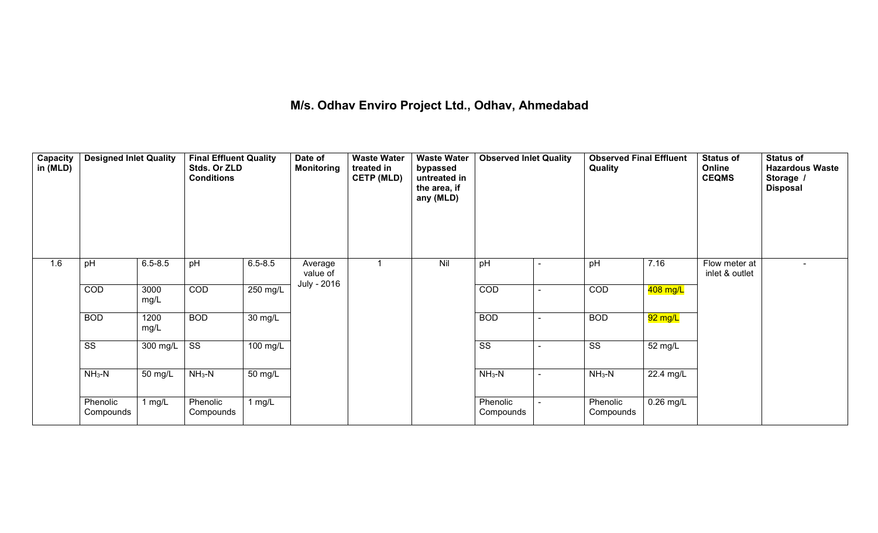# M/s. Odhav Enviro Project Ltd., Odhav, Ahmedabad

| Capacity in (MLD) | Designed Inlet Quality | | Final Effluent Quality Stds. Or ZLD Conditions | | Date of Monitoring | Waste Water treated in CETP (MLD) | Waste Water bypassed untreated in the area, if any (MLD) | Observed Inlet Quality | | Observed Final Effluent Quality | | Status of Online CEQMS | Status of Hazardous Waste Storage / Disposal |
|---|---|---|---|---|---|---|---|---|---|---|---|---|---|
| 1.6 | pH | 6.5-8.5 | pH | 6.5-8.5 | Average value of July - 2016 | 1 | Nil | pH | - | pH | 7.16 | Flow meter at inlet & outlet | - |
| | COD | 3000 mg/L | COD | 250 mg/L | | | | COD | - | COD | 408 mg/L | | |
| | BOD | 1200 mg/L | BOD | 30 mg/L | | | | BOD | - | BOD | 92 mg/L | | |
| | SS | 300 mg/L | SS | 100 mg/L | | | | SS | - | SS | 52 mg/L | | |
| | $NH_3$-N | 50 mg/L | $NH_3$-N | 50 mg/L | | | | $NH_3$-N | - | $NH_3$-N | 22.4 mg/L | | |
| | Phenolic Compounds | 1 mg/L | Phenolic Compounds | 1 mg/L | | | | Phenolic Compounds | - | Phenolic Compounds | 0.26 mg/L | | |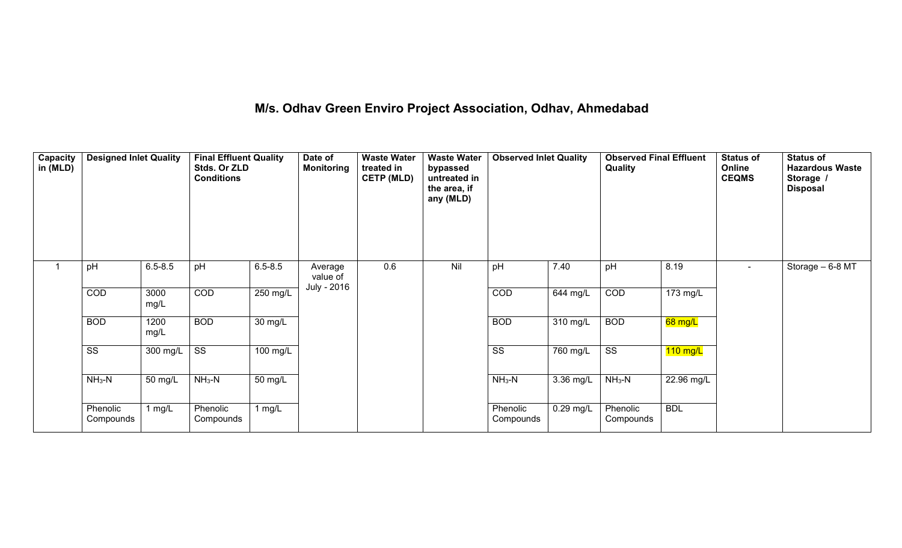# M/s. Odhav Green Enviro Project Association, Odhav, Ahmedabad

| Capacity in (MLD) | Designed Inlet Quality | | Final Effluent Quality Stds. Or ZLD Conditions | | Date of Monitoring | Waste Water treated in CETP (MLD) | Waste Water bypassed untreated in the area, if any (MLD) | Observed Inlet Quality | | Observed Final Effluent Quality | | Status of Online CEQMS | Status of Hazardous Waste Storage / Disposal |
|---|---|---|---|---|---|---|---|---|---|---|---|---|---|
| 1 | pH | 6.5-8.5 | pH | 6.5-8.5 | Average value of July - 2016 | 0.6 | Nil | pH | 7.40 | pH | 8.19 | - | Storage – 6-8 MT |
| | COD | 3000 mg/L | COD | 250 mg/L | | | | COD | 644 mg/L | COD | 173 mg/L | | |
| | BOD | 1200 mg/L | BOD | 30 mg/L | | | | BOD | 310 mg/L | BOD | 68 mg/L | | |
| | SS | 300 mg/L | SS | 100 mg/L | | | | SS | 760 mg/L | SS | 110 mg/L | | |
| | $NH_3$-N | 50 mg/L | $NH_3$-N | 50 mg/L | | | | $NH_3$-N | 3.36 mg/L | $NH_3$-N | 22.96 mg/L | | |
| | Phenolic Compounds | 1 mg/L | Phenolic Compounds | 1 mg/L | | | | Phenolic Compounds | 0.29 mg/L | Phenolic Compounds | BDL | | |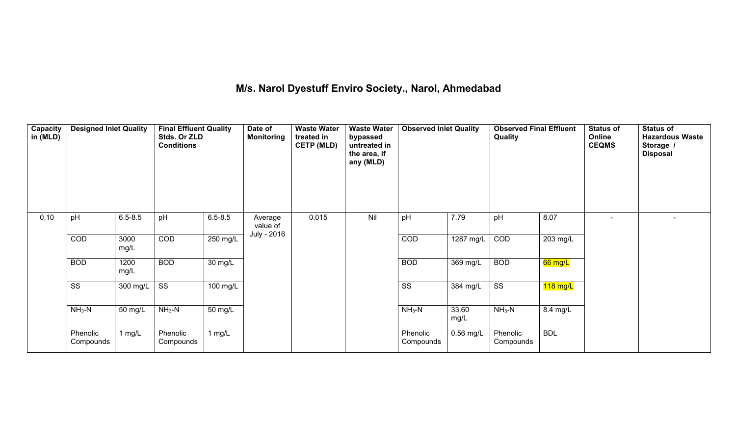# M/s. Narol Dyestuff Enviro Society., Narol, Ahmedabad

| Capacity in (MLD) | Designed Inlet Quality | | Final Effluent Quality Stds. Or ZLD Conditions | | Date of Monitoring | Waste Water treated in CETP (MLD) | Waste Water bypassed untreated in the area, if any (MLD) | Observed Inlet Quality | | Observed Final Effluent Quality | | Status of Online CEQMS | Status of Hazardous Waste Storage / Disposal |
|---|---|---|---|---|---|---|---|---|---|---|---|---|---|
| 0.10 | pH | 6.5-8.5 | pH | 6.5-8.5 | Average value of July - 2016 | 0.015 | Nil | pH | 7.79 | pH | 8.07 | - | - |
| | COD | 3000 mg/L | COD | 250 mg/L | | | | COD | 1287 mg/L | COD | 203 mg/L | | |
| | BOD | 1200 mg/L | BOD | 30 mg/L | | | | BOD | 369 mg/L | BOD | 66 mg/L | | |
| | SS | 300 mg/L | SS | 100 mg/L | | | | SS | 384 mg/L | SS | 118 mg/L | | |
| | $NH_3$-N | 50 mg/L | $NH_3$-N | 50 mg/L | | | | $NH_3$-N | 33.60 mg/L | $NH_3$-N | 8.4 mg/L | | |
| | Phenolic Compounds | 1 mg/L | Phenolic Compounds | 1 mg/L | | | | Phenolic Compounds | 0.56 mg/L | Phenolic Compounds | BDL | | |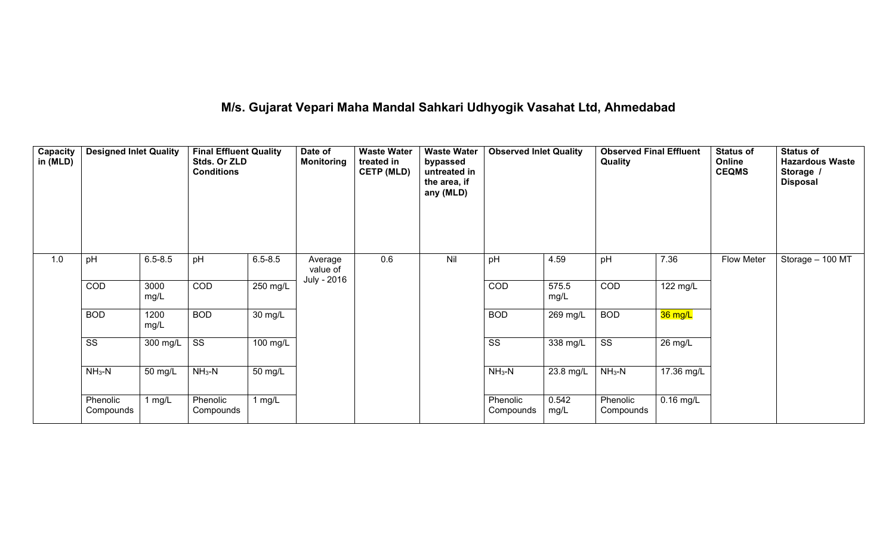# M/s. Gujarat Vepari Maha Mandal Sahkari Udhyogik Vasahat Ltd, Ahmedabad

| Capacity in (MLD) | Designed Inlet Quality | | Final Effluent Quality Stds. Or ZLD Conditions | | Date of Monitoring | Waste Water treated in CETP (MLD) | Waste Water bypassed untreated in the area, if any (MLD) | Observed Inlet Quality | | Observed Final Effluent Quality | | Status of Online CEQMS | Status of Hazardous Waste Storage / Disposal |
|---|---|---|---|---|---|---|---|---|---|---|---|---|---|
| 1.0 | pH | 6.5-8.5 | pH | 6.5-8.5 | Average value of July - 2016 | 0.6 | Nil | pH | 4.59 | pH | 7.36 | Flow Meter | Storage – 100 MT |
| | COD | 3000 mg/L | COD | 250 mg/L | | | | COD | 575.5 mg/L | COD | 122 mg/L | | |
| | BOD | 1200 mg/L | BOD | 30 mg/L | | | | BOD | 269 mg/L | BOD | 36 mg/L | | |
| | SS | 300 mg/L | SS | 100 mg/L | | | | SS | 338 mg/L | SS | 26 mg/L | | |
| | $NH_3$-N | 50 mg/L | $NH_3$-N | 50 mg/L | | | | $NH_3$-N | 23.8 mg/L | $NH_3$-N | 17.36 mg/L | | |
| | Phenolic Compounds | 1 mg/L | Phenolic Compounds | 1 mg/L | | | | Phenolic Compounds | 0.542 mg/L | Phenolic Compounds | 0.16 mg/L | | |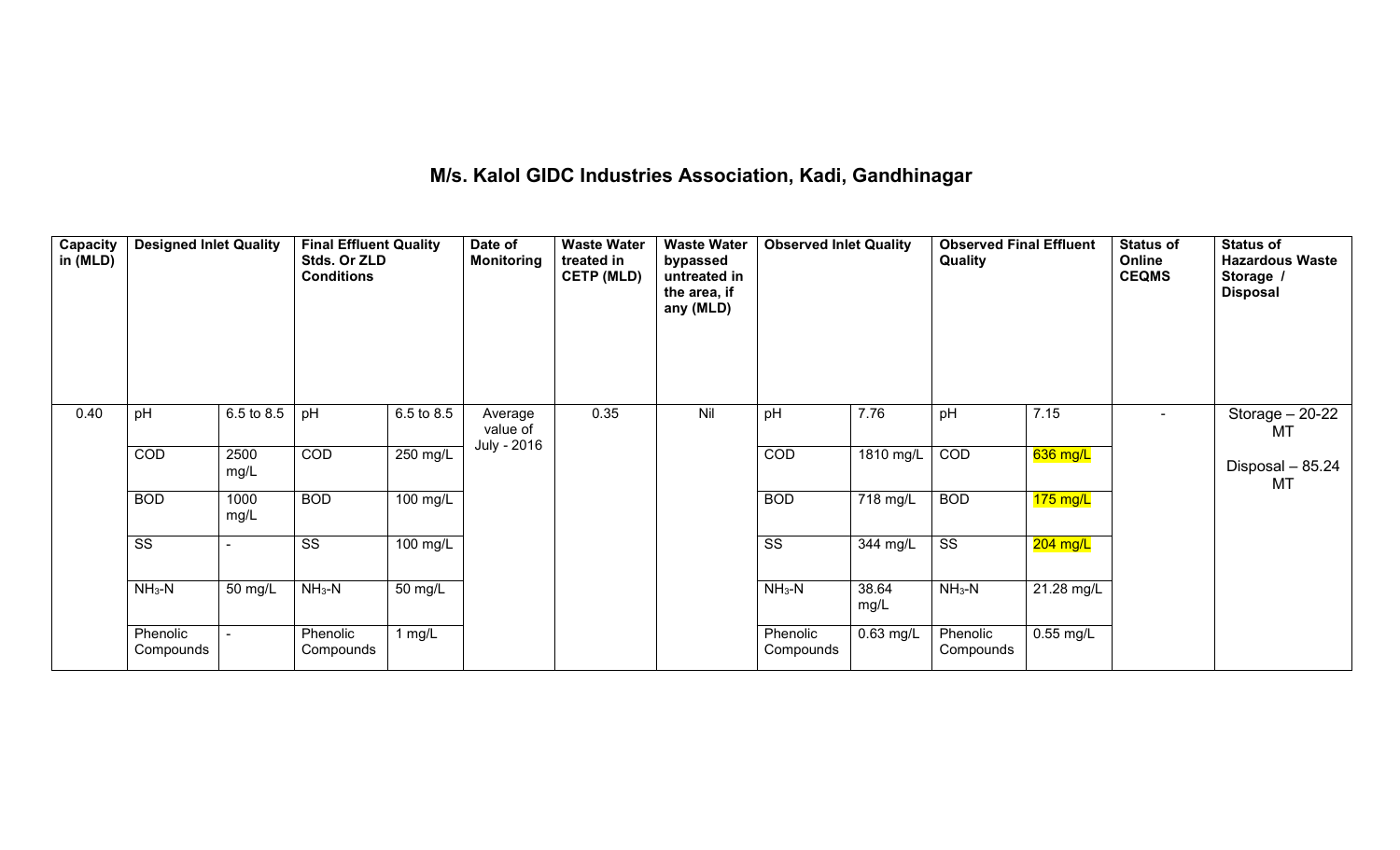# M/s. Kalol GIDC Industries Association, Kadi, Gandhinagar

| Capacity in (MLD) | Designed Inlet Quality | | Final Effluent Quality Stds. Or ZLD Conditions | | Date of Monitoring | Waste Water treated in CETP (MLD) | Waste Water bypassed untreated in the area, if any (MLD) | Observed Inlet Quality | | Observed Final Effluent Quality | | Status of Online CEQMS | Status of Hazardous Waste Storage / Disposal |
|---|---|---|---|---|---|---|---|---|---|---|---|---|---|
| 0.40 | pH | 6.5 to 8.5 | pH | 6.5 to 8.5 | Average value of July - 2016 | 0.35 | Nil | pH | 7.76 | pH | 7.15 | - | Storage – 20-22 MT<br>Disposal – 85.24 MT |
| | COD | 2500 mg/L | COD | 250 mg/L | | | | COD | 1810 mg/L | COD | 636 mg/L | | |
| | BOD | 1000 mg/L | BOD | 100 mg/L | | | | BOD | 718 mg/L | BOD | 175 mg/L | | |
| | SS | - | SS | 100 mg/L | | | | SS | 344 mg/L | SS | 204 mg/L | | |
| | $NH_3$-N | 50 mg/L | $NH_3$-N | 50 mg/L | | | | $NH_3$-N | 38.64 mg/L | $NH_3$-N | 21.28 mg/L | | |
| | Phenolic Compounds | - | Phenolic Compounds | 1 mg/L | | | | Phenolic Compounds | 0.63 mg/L | Phenolic Compounds | 0.55 mg/L | | |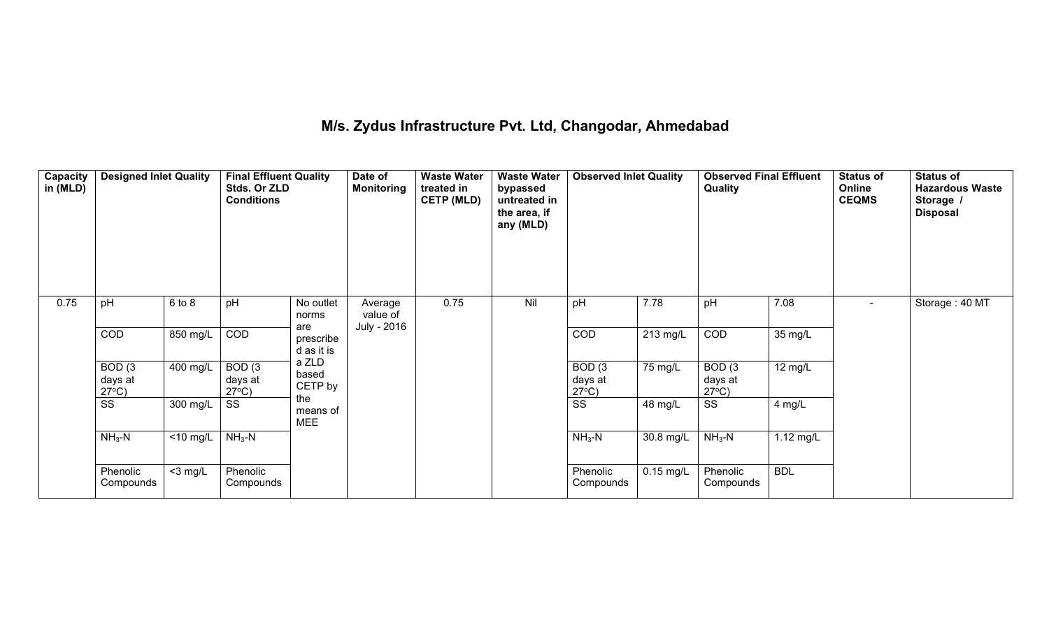## M/s. Zydus Infrastructure Pvt. Ltd, Changodar, Ahmedabad

| Capacity in (MLD) | Designed Inlet Quality | | Final Effluent Quality Stds. Or ZLD Conditions | | Date of Monitoring | Waste Water treated in CETP (MLD) | Waste Water bypassed untreated in the area, if any (MLD) | Observed Inlet Quality | | Observed Final Effluent Quality | | Status of Online CEQMS | Status of Hazardous Waste Storage / Disposal |
|---|---|---|---|---|---|---|---|---|---|---|---|---|---|
| 0.75 | pH | 6 to 8 | pH | No outlet norms are prescribed as it is a ZLD based CETP by the means of MEE | Average value of July - 2016 | 0.75 | Nil | pH | 7.78 | pH | 7.08 | - | Storage : 40 MT |
| | COD | 850 mg/L | COD | | | | | COD | 213 mg/L | COD | 35 mg/L | | |
| | BOD (3 days at 27°C) | 400 mg/L | BOD (3 days at 27°C) | | | | | BOD (3 days at 27°C) | 75 mg/L | BOD (3 days at 27°C) | 12 mg/L | | |
| | SS | 300 mg/L | SS | | | | | SS | 48 mg/L | SS | 4 mg/L | | |
| | $NH_3$-N | <10 mg/L | $NH_3$-N | | | | | $NH_3$-N | 30.8 mg/L | $NH_3$-N | 1.12 mg/L | | |
| | Phenolic Compounds | <3 mg/L | Phenolic Compounds | | | | | Phenolic Compounds | 0.15 mg/L | Phenolic Compounds | BDL | | |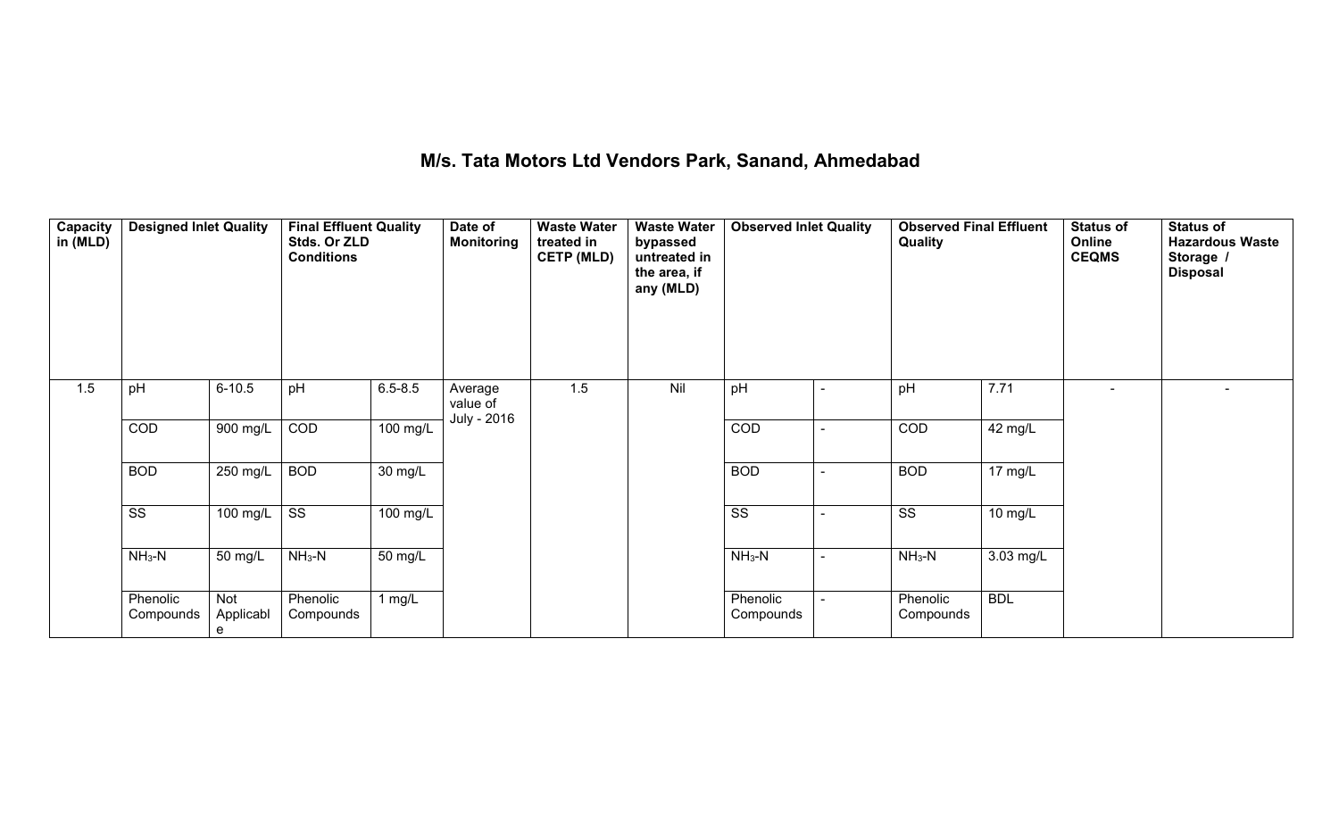# M/s. Tata Motors Ltd Vendors Park, Sanand, Ahmedabad

| Capacity in (MLD) | Designed Inlet Quality | | Final Effluent Quality Stds. Or ZLD Conditions | | Date of Monitoring | Waste Water treated in CETP (MLD) | Waste Water bypassed untreated in the area, if any (MLD) | Observed Inlet Quality | | Observed Final Effluent Quality | | Status of Online CEQMS | Status of Hazardous Waste Storage / Disposal |
|---|---|---|---|---|---|---|---|---|---|---|---|---|---|
| 1.5 | pH | 6-10.5 | pH | 6.5-8.5 | Average value of July - 2016 | 1.5 | Nil | pH | - | pH | 7.71 | - | - |
| | COD | 900 mg/L | COD | 100 mg/L | | | | COD | - | COD | 42 mg/L | | |
| | BOD | 250 mg/L | BOD | 30 mg/L | | | | BOD | - | BOD | 17 mg/L | | |
| | SS | 100 mg/L | SS | 100 mg/L | | | | SS | - | SS | 10 mg/L | | |
| | $NH_3$-N | 50 mg/L | $NH_3$-N | 50 mg/L | | | | $NH_3$-N | - | $NH_3$-N | 3.03 mg/L | | |
| | Phenolic Compounds | Not Applicable | Phenolic Compounds | 1 mg/L | | | | Phenolic Compounds | - | Phenolic Compounds | BDL | | |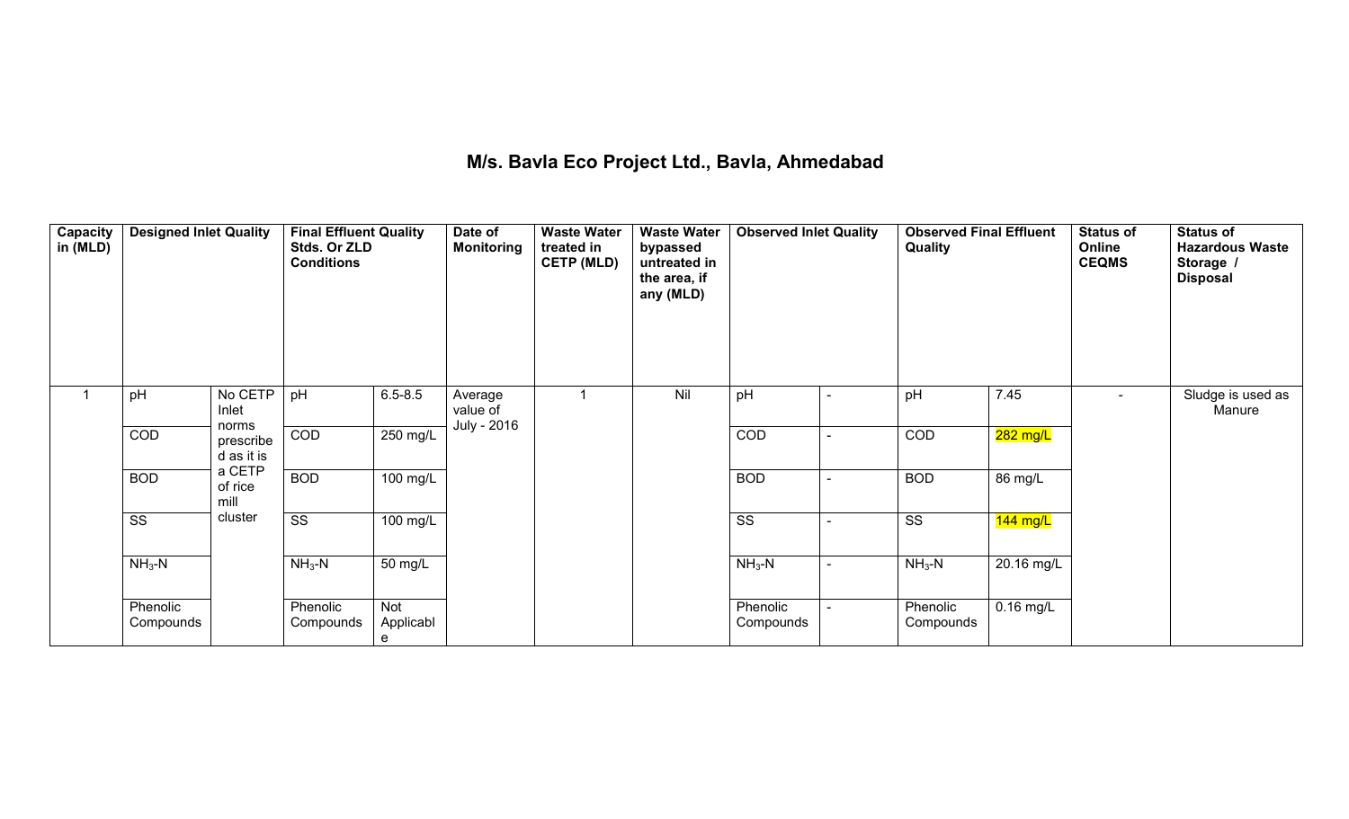# M/s. Bavla Eco Project Ltd., Bavla, Ahmedabad

| Capacity in (MLD) | Designed Inlet Quality | | Final Effluent Quality Stds. Or ZLD Conditions | | Date of Monitoring | Waste Water treated in CETP (MLD) | Waste Water bypassed untreated in the area, if any (MLD) | Observed Inlet Quality | | Observed Final Effluent Quality | | Status of Online CEQMS | Status of Hazardous Waste Storage / Disposal |
|---|---|---|---|---|---|---|---|---|---|---|---|---|---|
| 1 | pH | No CETP Inlet norms prescribed as it is a CETP of rice mill cluster | pH | 6.5-8.5 | Average value of July - 2016 | 1 | Nil | pH | - | pH | 7.45 | - | Sludge is used as Manure |
| | COD | | COD | 250 mg/L | | | | COD | - | COD | 282 mg/L | | |
| | BOD | | BOD | 100 mg/L | | | | BOD | - | BOD | 86 mg/L | | |
| | SS | | SS | 100 mg/L | | | | SS | - | SS | 144 mg/L | | |
| | $NH_3$-N | | $NH_3$-N | 50 mg/L | | | | $NH_3$-N | - | $NH_3$-N | 20.16 mg/L | | |
| | Phenolic Compounds | | Phenolic Compounds | Not Applicable | | | | Phenolic Compounds | - | Phenolic Compounds | 0.16 mg/L | | |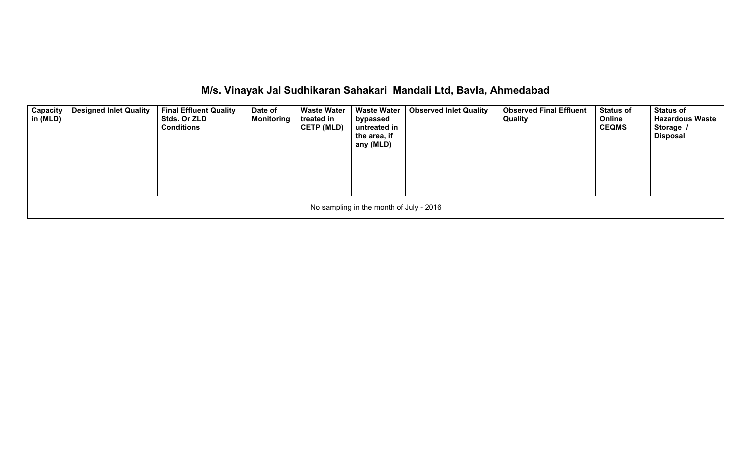## M/s. Vinayak Jal Sudhikaran Sahakari Mandali Ltd, Bavla, Ahmedabad

| Capacity in (MLD) | Designed Inlet Quality | Final Effluent Quality Stds. Or ZLD Conditions | Date of Monitoring | Waste Water treated in CETP (MLD) | Waste Water bypassed untreated in the area, if any (MLD) | Observed Inlet Quality | Observed Final Effluent Quality | Status of Online CEQMS | Status of Hazardous Waste Storage / Disposal |
|---|---|---|---|---|---|---|---|---|---|
| No sampling in the month of July - 2016 | | | | | | | | | |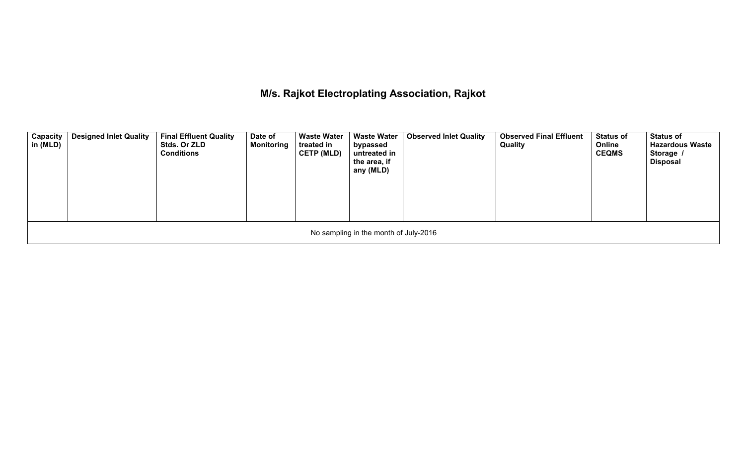# M/s. Rajkot Electroplating Association, Rajkot

| Capacity in (MLD) | Designed Inlet Quality | Final Effluent Quality Stds. Or ZLD Conditions | Date of Monitoring | Waste Water treated in CETP (MLD) | Waste Water bypassed untreated in the area, if any (MLD) | Observed Inlet Quality | Observed Final Effluent Quality | Status of Online CEQMS | Status of Hazardous Waste Storage / Disposal |
|---|---|---|---|---|---|---|---|---|---|
| No sampling in the month of July-2016 | | | | | | | | | |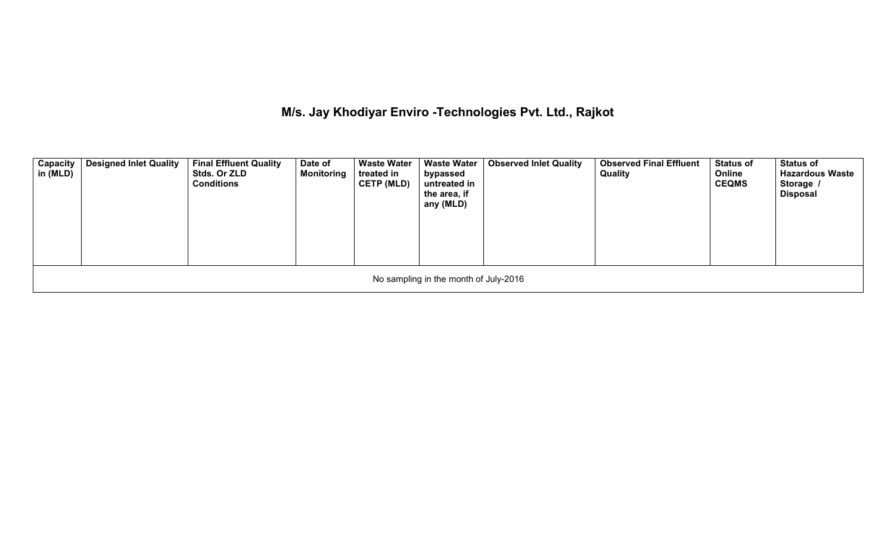# M/s. Jay Khodiyar Enviro -Technologies Pvt. Ltd., Rajkot

| Capacity in (MLD) | Designed Inlet Quality | Final Effluent Quality Stds. Or ZLD Conditions | Date of Monitoring | Waste Water treated in CETP (MLD) | Waste Water bypassed untreated in the area, if any (MLD) | Observed Inlet Quality | Observed Final Effluent Quality | Status of Online CEQMS | Status of Hazardous Waste Storage / Disposal |
|---|---|---|---|---|---|---|---|---|---|
| No sampling in the month of July-2016 | | | | | | | | | |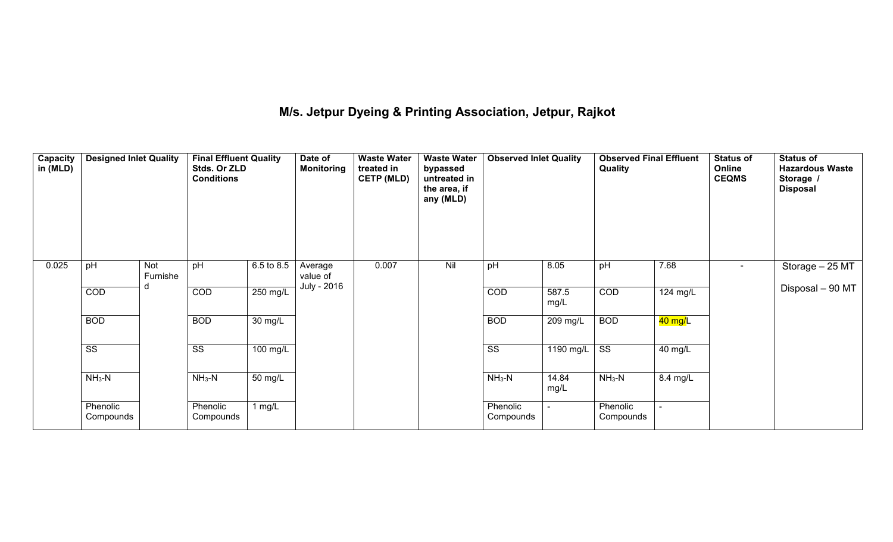# M/s. Jetpur Dyeing & Printing Association, Jetpur, Rajkot

| Capacity in (MLD) | Designed Inlet Quality | | Final Effluent Quality Stds. Or ZLD Conditions | | Date of Monitoring | Waste Water treated in CETP (MLD) | Waste Water bypassed untreated in the area, if any (MLD) | Observed Inlet Quality | | Observed Final Effluent Quality | | Status of Online CEQMS | Status of Hazardous Waste Storage / Disposal |
|---|---|---|---|---|---|---|---|---|---|---|---|---|---|
| 0.025 | pH | Not Furnished | pH | 6.5 to 8.5 | Average value of July - 2016 | 0.007 | Nil | pH | 8.05 | pH | 7.68 | - | Storage – 25 MT<br>Disposal – 90 MT |
| | COD | | COD | 250 mg/L | | | | COD | 587.5 mg/L | COD | 124 mg/L | | |
| | BOD | | BOD | 30 mg/L | | | | BOD | 209 mg/L | BOD | 40 mg/L | | |
| | SS | | SS | 100 mg/L | | | | SS | 1190 mg/L | SS | 40 mg/L | | |
| | $NH_3$-N | | $NH_3$-N | 50 mg/L | | | | $NH_3$-N | 14.84 mg/L | $NH_3$-N | 8.4 mg/L | | |
| | Phenolic Compounds | | Phenolic Compounds | 1 mg/L | | | | Phenolic Compounds | - | Phenolic Compounds | - | | |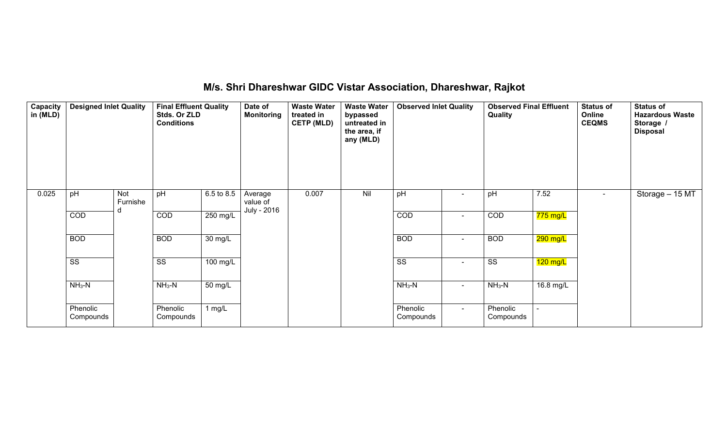# M/s. Shri Dhareshwar GIDC Vistar Association, Dhareshwar, Rajkot

| Capacity in (MLD) | Designed Inlet Quality | | Final Effluent Quality Stds. Or ZLD Conditions | | Date of Monitoring | Waste Water treated in CETP (MLD) | Waste Water bypassed untreated in the area, if any (MLD) | Observed Inlet Quality | | Observed Final Effluent Quality | | Status of Online CEQMS | Status of Hazardous Waste Storage / Disposal |
|---|---|---|---|---|---|---|---|---|---|---|---|---|---|
| 0.025 | pH | Not Furnished | pH | 6.5 to 8.5 | Average value of July - 2016 | 0.007 | Nil | pH | - | pH | 7.52 | - | Storage – 15 MT |
| | COD | | COD | 250 mg/L | | | | COD | - | COD | 775 mg/L | | |
| | BOD | | BOD | 30 mg/L | | | | BOD | - | BOD | 290 mg/L | | |
| | SS | | SS | 100 mg/L | | | | SS | - | SS | 120 mg/L | | |
| | $NH_3$-N | | $NH_3$-N | 50 mg/L | | | | $NH_3$-N | - | $NH_3$-N | 16.8 mg/L | | |
| | Phenolic Compounds | | Phenolic Compounds | 1 mg/L | | | | Phenolic Compounds | - | Phenolic Compounds | - | | |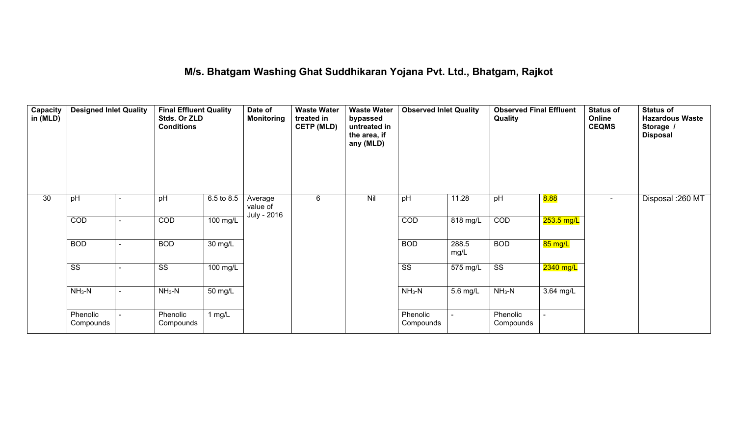# M/s. Bhatgam Washing Ghat Suddhikaran Yojana Pvt. Ltd., Bhatgam, Rajkot

| Capacity in (MLD) | Designed Inlet Quality | | Final Effluent Quality Stds. Or ZLD Conditions | | Date of Monitoring | Waste Water treated in CETP (MLD) | Waste Water bypassed untreated in the area, if any (MLD) | Observed Inlet Quality | | Observed Final Effluent Quality | | Status of Online CEQMS | Status of Hazardous Waste Storage / Disposal |
|---|---|---|---|---|---|---|---|---|---|---|---|---|---|
| 30 | pH | - | pH | 6.5 to 8.5 | Average value of July - 2016 | 6 | Nil | pH | 11.28 | pH | 8.88 | - | Disposal :260 MT |
| | COD | - | COD | 100 mg/L | | | | COD | 818 mg/L | COD | 253.5 mg/L | | |
| | BOD | - | BOD | 30 mg/L | | | | BOD | 288.5 mg/L | BOD | 85 mg/L | | |
| | SS | - | SS | 100 mg/L | | | | SS | 575 mg/L | SS | 2340 mg/L | | |
| | $NH_3$-N | - | $NH_3$-N | 50 mg/L | | | | $NH_3$-N | 5.6 mg/L | $NH_3$-N | 3.64 mg/L | | |
| | Phenolic Compounds | - | Phenolic Compounds | 1 mg/L | | | | Phenolic Compounds | - | Phenolic Compounds | - | | |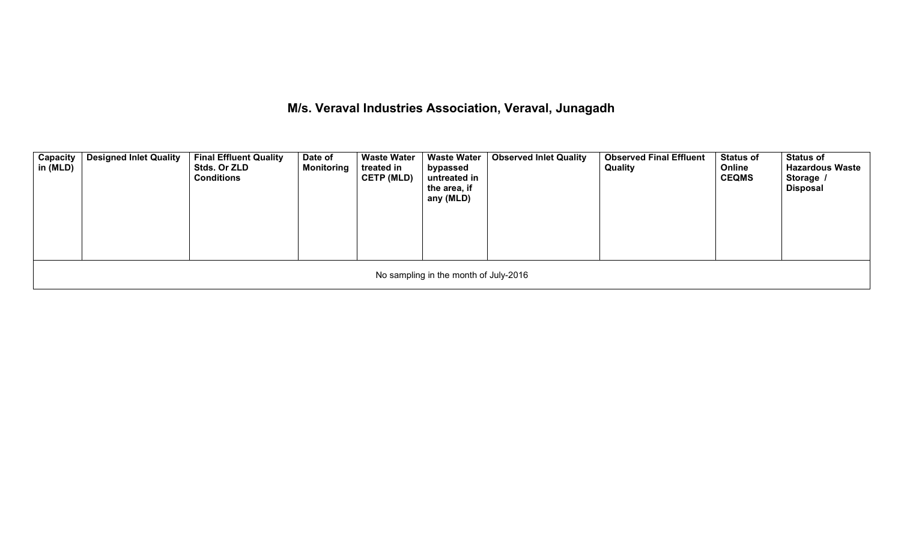## M/s. Veraval Industries Association, Veraval, Junagadh

| Capacity in (MLD) | Designed Inlet Quality | Final Effluent Quality Stds. Or ZLD Conditions | Date of Monitoring | Waste Water treated in CETP (MLD) | Waste Water bypassed untreated in the area, if any (MLD) | Observed Inlet Quality | Observed Final Effluent Quality | Status of Online CEQMS | Status of Hazardous Waste Storage / Disposal |
|---|---|---|---|---|---|---|---|---|---|
| No sampling in the month of July-2016 | | | | | | | | | |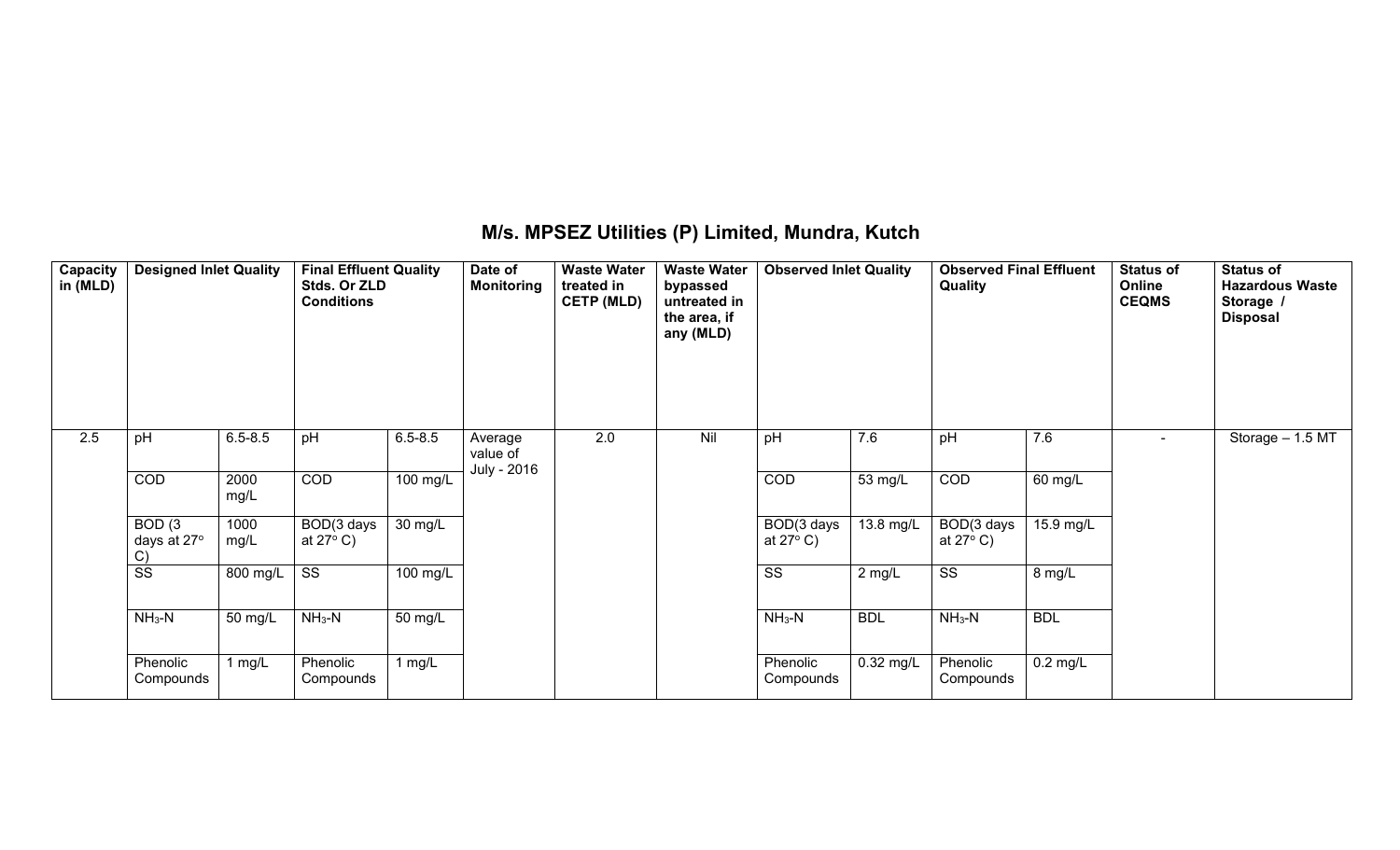## M/s. MPSEZ Utilities (P) Limited, Mundra, Kutch

| Capacity in (MLD) | Designed Inlet Quality | | Final Effluent Quality Stds. Or ZLD Conditions | | Date of Monitoring | Waste Water treated in CETP (MLD) | Waste Water bypassed untreated in the area, if any (MLD) | Observed Inlet Quality | | Observed Final Effluent Quality | | Status of Online CEQMS | Status of Hazardous Waste Storage / Disposal |
|---|---|---|---|---|---|---|---|---|---|---|---|---|---|
| 2.5 | pH | 6.5-8.5 | pH | 6.5-8.5 | Average value of July - 2016 | 2.0 | Nil | pH | 7.6 | pH | 7.6 | - | Storage – 1.5 MT |
| | COD | 2000 mg/L | COD | 100 mg/L | | | | COD | 53 mg/L | COD | 60 mg/L | | |
| | BOD (3 days at 27° C) | 1000 mg/L | BOD(3 days at 27° C) | 30 mg/L | | | | BOD(3 days at 27° C) | 13.8 mg/L | BOD(3 days at 27° C) | 15.9 mg/L | | |
| | SS | 800 mg/L | SS | 100 mg/L | | | | SS | 2 mg/L | SS | 8 mg/L | | |
| | $NH_3$-N | 50 mg/L | $NH_3$-N | 50 mg/L | | | | $NH_3$-N | BDL | $NH_3$-N | BDL | | |
| | Phenolic Compounds | 1 mg/L | Phenolic Compounds | 1 mg/L | | | | Phenolic Compounds | 0.32 mg/L | Phenolic Compounds | 0.2 mg/L | | |